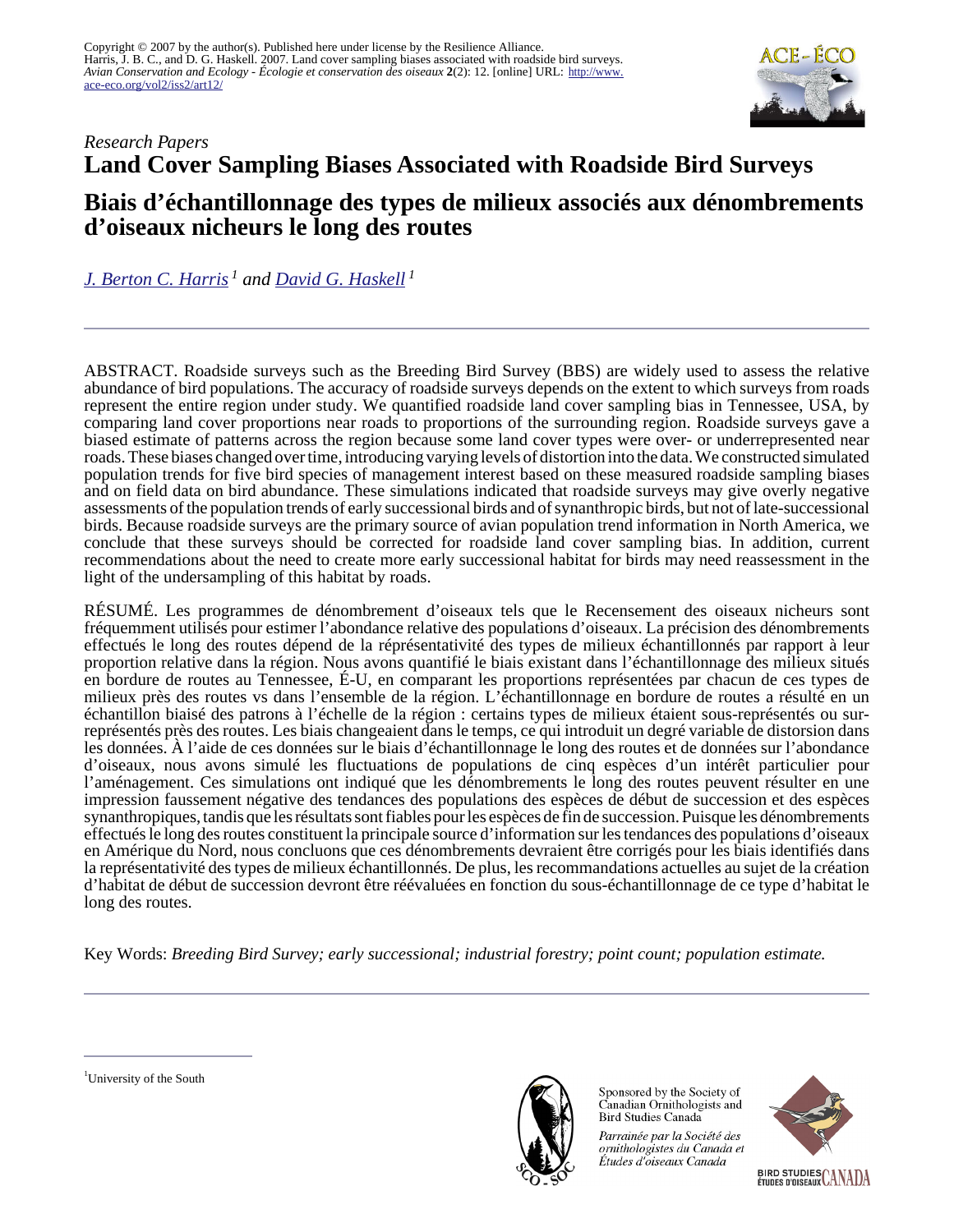Copyright © 2007 by the author(s). Published here under license by the Resilience Alliance.
Harris, J. B. C., and D. G. Haskell. 2007. Land cover sampling biases associated with roadside bird surveys. *Avian Conservation and Ecology - Écologie et conservation des oiseaux* **2**(2): 12. [online] URL: http://www.ace-eco.org/vol2/iss2/art12/

*Research Papers*

# Land Cover Sampling Biases Associated with Roadside Bird Surveys

# Biais d'échantillonnage des types de milieux associés aux dénombrements d'oiseaux nicheurs le long des routes

*J. Berton C. Harris* [1] *and David G. Haskell* [1]

---

ABSTRACT. Roadside surveys such as the Breeding Bird Survey (BBS) are widely used to assess the relative abundance of bird populations. The accuracy of roadside surveys depends on the extent to which surveys from roads represent the entire region under study. We quantified roadside land cover sampling bias in Tennessee, USA, by comparing land cover proportions near roads to proportions of the surrounding region. Roadside surveys gave a biased estimate of patterns across the region because some land cover types were over- or underrepresented near roads. These biases changed over time, introducing varying levels of distortion into the data. We constructed simulated population trends for five bird species of management interest based on these measured roadside sampling biases and on field data on bird abundance. These simulations indicated that roadside surveys may give overly negative assessments of the population trends of early successional birds and of synanthropic birds, but not of late-successional birds. Because roadside surveys are the primary source of avian population trend information in North America, we conclude that these surveys should be corrected for roadside land cover sampling bias. In addition, current recommendations about the need to create more early successional habitat for birds may need reassessment in the light of the undersampling of this habitat by roads.

RÉSUMÉ. Les programmes de dénombrement d'oiseaux tels que le Recensement des oiseaux nicheurs sont fréquemment utilisés pour estimer l'abondance relative des populations d'oiseaux. La précision des dénombrements effectués le long des routes dépend de la réprésentativité des types de milieux échantillonnés par rapport à leur proportion relative dans la région. Nous avons quantifié le biais existant dans l'échantillonnage des milieux situés en bordure de routes au Tennessee, É-U, en comparant les proportions représentées par chacun de ces types de milieux près des routes vs dans l'ensemble de la région. L'échantillonnage en bordure de routes a résulté en un échantillon biaisé des patrons à l'échelle de la région : certains types de milieux étaient sous-représentés ou sur-représentés près des routes. Les biais changeaient dans le temps, ce qui introduit un degré variable de distorsion dans les données. À l'aide de ces données sur le biais d'échantillonnage le long des routes et de données sur l'abondance d'oiseaux, nous avons simulé les fluctuations de populations de cinq espèces d'un intérêt particulier pour l'aménagement. Ces simulations ont indiqué que les dénombrements le long des routes peuvent résulter en une impression faussement négative des tendances des populations des espèces de début de succession et des espèces synanthropiques, tandis que les résultats sont fiables pour les espèces de fin de succession. Puisque les dénombrements effectués le long des routes constituent la principale source d'information sur les tendances des populations d'oiseaux en Amérique du Nord, nous concluons que ces dénombrements devraient être corrigés pour les biais identifiés dans la représentativité des types de milieux échantillonnés. De plus, les recommandations actuelles au sujet de la création d'habitat de début de succession devront être réévaluées en fonction du sous-échantillonnage de ce type d'habitat le long des routes.

Key Words: *Breeding Bird Survey; early successional; industrial forestry; point count; population estimate.*

---

[1]University of the South

Sponsored by the Society of Canadian Ornithologists and Bird Studies Canada

*Parrainée par la Société des ornithologistes du Canada et Études d'oiseaux Canada*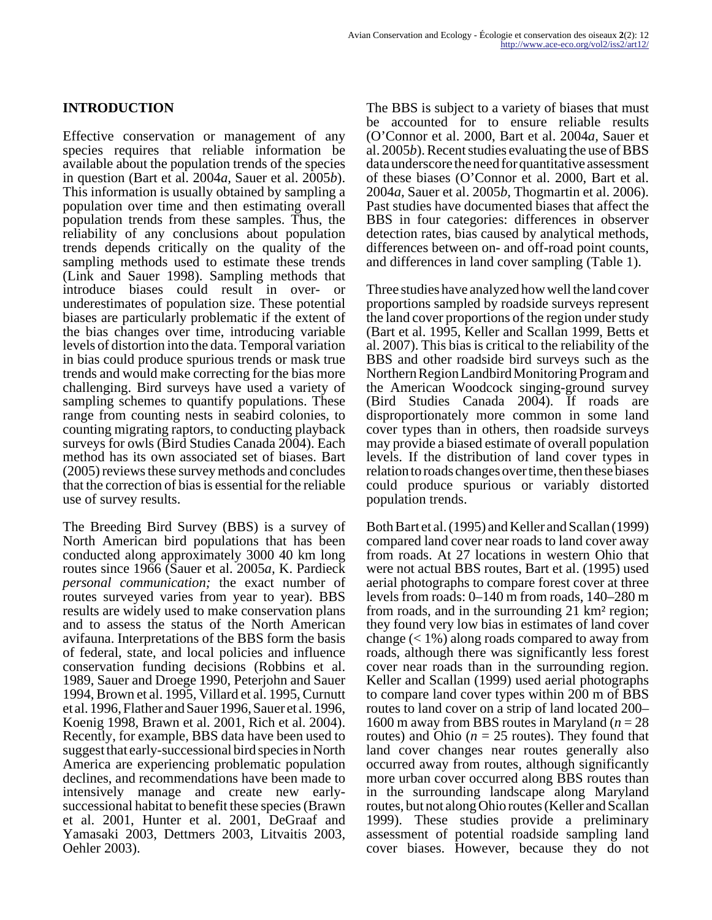## INTRODUCTION

Effective conservation or management of any species requires that reliable information be available about the population trends of the species in question (Bart et al. 2004*a*, Sauer et al. 2005*b*). This information is usually obtained by sampling a population over time and then estimating overall population trends from these samples. Thus, the reliability of any conclusions about population trends depends critically on the quality of the sampling methods used to estimate these trends (Link and Sauer 1998). Sampling methods that introduce biases could result in over- or underestimates of population size. These potential biases are particularly problematic if the extent of the bias changes over time, introducing variable levels of distortion into the data. Temporal variation in bias could produce spurious trends or mask true trends and would make correcting for the bias more challenging. Bird surveys have used a variety of sampling schemes to quantify populations. These range from counting nests in seabird colonies, to counting migrating raptors, to conducting playback surveys for owls (Bird Studies Canada 2004). Each method has its own associated set of biases. Bart (2005) reviews these survey methods and concludes that the correction of bias is essential for the reliable use of survey results.

The Breeding Bird Survey (BBS) is a survey of North American bird populations that has been conducted along approximately 3000 40 km long routes since 1966 (Sauer et al. 2005*a*, K. Pardieck *personal communication;* the exact number of routes surveyed varies from year to year). BBS results are widely used to make conservation plans and to assess the status of the North American avifauna. Interpretations of the BBS form the basis of federal, state, and local policies and influence conservation funding decisions (Robbins et al. 1989, Sauer and Droege 1990, Peterjohn and Sauer 1994, Brown et al. 1995, Villard et al. 1995, Curnutt et al. 1996, Flather and Sauer 1996, Sauer et al. 1996, Koenig 1998, Brawn et al. 2001, Rich et al. 2004). Recently, for example, BBS data have been used to suggest that early-successional bird species in North America are experiencing problematic population declines, and recommendations have been made to intensively manage and create new early-successional habitat to benefit these species (Brawn et al. 2001, Hunter et al. 2001, DeGraaf and Yamasaki 2003, Dettmers 2003, Litvaitis 2003, Oehler 2003).

The BBS is subject to a variety of biases that must be accounted for to ensure reliable results (O'Connor et al. 2000, Bart et al. 2004*a*, Sauer et al. 2005*b*). Recent studies evaluating the use of BBS data underscore the need for quantitative assessment of these biases (O'Connor et al. 2000, Bart et al. 2004*a*, Sauer et al. 2005*b*, Thogmartin et al. 2006). Past studies have documented biases that affect the BBS in four categories: differences in observer detection rates, bias caused by analytical methods, differences between on- and off-road point counts, and differences in land cover sampling (Table 1).

Three studies have analyzed how well the land cover proportions sampled by roadside surveys represent the land cover proportions of the region under study (Bart et al. 1995, Keller and Scallan 1999, Betts et al. 2007). This bias is critical to the reliability of the BBS and other roadside bird surveys such as the Northern Region Landbird Monitoring Program and the American Woodcock singing-ground survey (Bird Studies Canada 2004). If roads are disproportionately more common in some land cover types than in others, then roadside surveys may provide a biased estimate of overall population levels. If the distribution of land cover types in relation to roads changes over time, then these biases could produce spurious or variably distorted population trends.

Both Bart et al. (1995) and Keller and Scallan (1999) compared land cover near roads to land cover away from roads. At 27 locations in western Ohio that were not actual BBS routes, Bart et al. (1995) used aerial photographs to compare forest cover at three levels from roads: 0–140 m from roads, 140–280 m from roads, and in the surrounding 21 km² region; they found very low bias in estimates of land cover change (< 1%) along roads compared to away from roads, although there was significantly less forest cover near roads than in the surrounding region. Keller and Scallan (1999) used aerial photographs to compare land cover types within 200 m of BBS routes to land cover on a strip of land located 200–1600 m away from BBS routes in Maryland ($n = 28$ routes) and Ohio ($n = 25$ routes). They found that land cover changes near routes generally also occurred away from routes, although significantly more urban cover occurred along BBS routes than in the surrounding landscape along Maryland routes, but not along Ohio routes (Keller and Scallan 1999). These studies provide a preliminary assessment of potential roadside sampling land cover biases. However, because they do not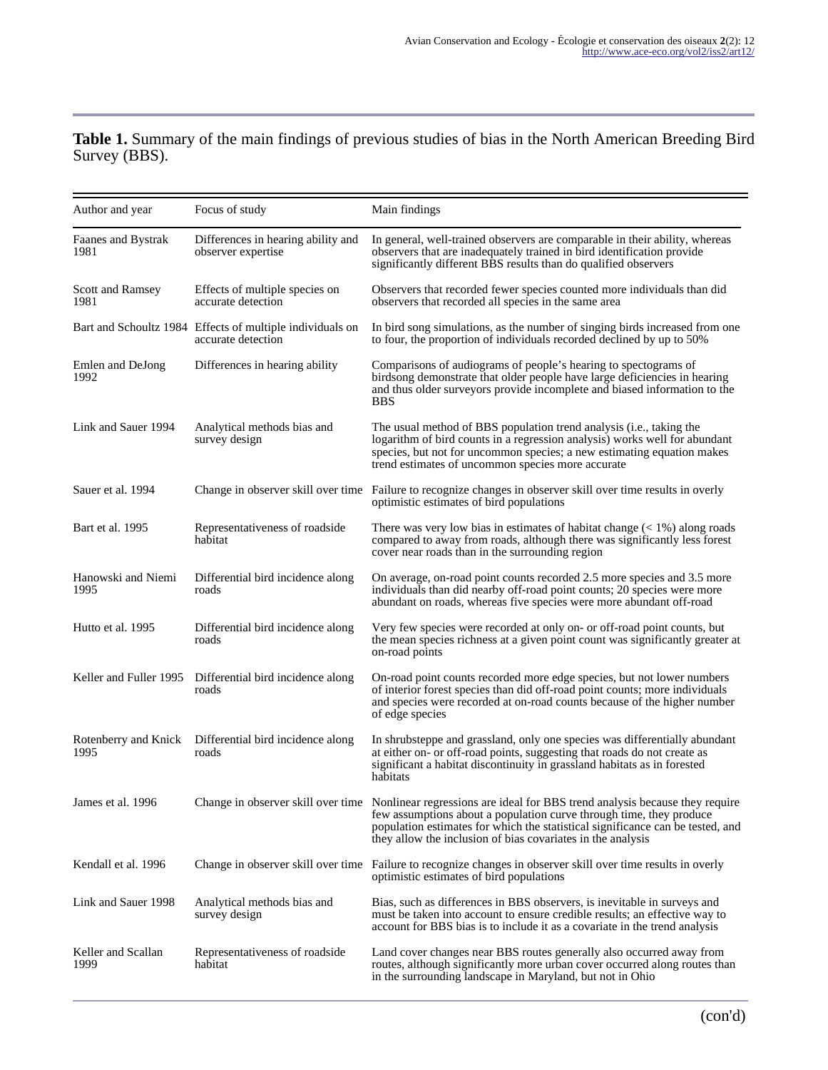**Table 1.** Summary of the main findings of previous studies of bias in the North American Breeding Bird Survey (BBS).

| Author and year | Focus of study | Main findings |
|---|---|---|
| Faanes and Bystrak 1981 | Differences in hearing ability and observer expertise | In general, well-trained observers are comparable in their ability, whereas observers that are inadequately trained in bird identification provide significantly different BBS results than do qualified observers |
| Scott and Ramsey 1981 | Effects of multiple species on accurate detection | Observers that recorded fewer species counted more individuals than did observers that recorded all species in the same area |
| Bart and Schoultz 1984 | Effects of multiple individuals on accurate detection | In bird song simulations, as the number of singing birds increased from one to four, the proportion of individuals recorded declined by up to 50% |
| Emlen and DeJong 1992 | Differences in hearing ability | Comparisons of audiograms of people's hearing to spectograms of birdsong demonstrate that older people have large deficiencies in hearing and thus older surveyors provide incomplete and biased information to the BBS |
| Link and Sauer 1994 | Analytical methods bias and survey design | The usual method of BBS population trend analysis (i.e., taking the logarithm of bird counts in a regression analysis) works well for abundant species, but not for uncommon species; a new estimating equation makes trend estimates of uncommon species more accurate |
| Sauer et al. 1994 | Change in observer skill over time | Failure to recognize changes in observer skill over time results in overly optimistic estimates of bird populations |
| Bart et al. 1995 | Representativeness of roadside habitat | There was very low bias in estimates of habitat change (< 1%) along roads compared to away from roads, although there was significantly less forest cover near roads than in the surrounding region |
| Hanowski and Niemi 1995 | Differential bird incidence along roads | On average, on-road point counts recorded 2.5 more species and 3.5 more individuals than did nearby off-road point counts; 20 species were more abundant on roads, whereas five species were more abundant off-road |
| Hutto et al. 1995 | Differential bird incidence along roads | Very few species were recorded at only on- or off-road point counts, but the mean species richness at a given point count was significantly greater at on-road points |
| Keller and Fuller 1995 | Differential bird incidence along roads | On-road point counts recorded more edge species, but not lower numbers of interior forest species than did off-road point counts; more individuals and species were recorded at on-road counts because of the higher number of edge species |
| Rotenberry and Knick 1995 | Differential bird incidence along roads | In shrubsteppe and grassland, only one species was differentially abundant at either on- or off-road points, suggesting that roads do not create as significant a habitat discontinuity in grassland habitats as in forested habitats |
| James et al. 1996 | Change in observer skill over time | Nonlinear regressions are ideal for BBS trend analysis because they require few assumptions about a population curve through time, they produce population estimates for which the statistical significance can be tested, and they allow the inclusion of bias covariates in the analysis |
| Kendall et al. 1996 | Change in observer skill over time | Failure to recognize changes in observer skill over time results in overly optimistic estimates of bird populations |
| Link and Sauer 1998 | Analytical methods bias and survey design | Bias, such as differences in BBS observers, is inevitable in surveys and must be taken into account to ensure credible results; an effective way to account for BBS bias is to include it as a covariate in the trend analysis |
| Keller and Scallan 1999 | Representativeness of roadside habitat | Land cover changes near BBS routes generally also occurred away from routes, although significantly more urban cover occurred along routes than in the surrounding landscape in Maryland, but not in Ohio |

(con'd)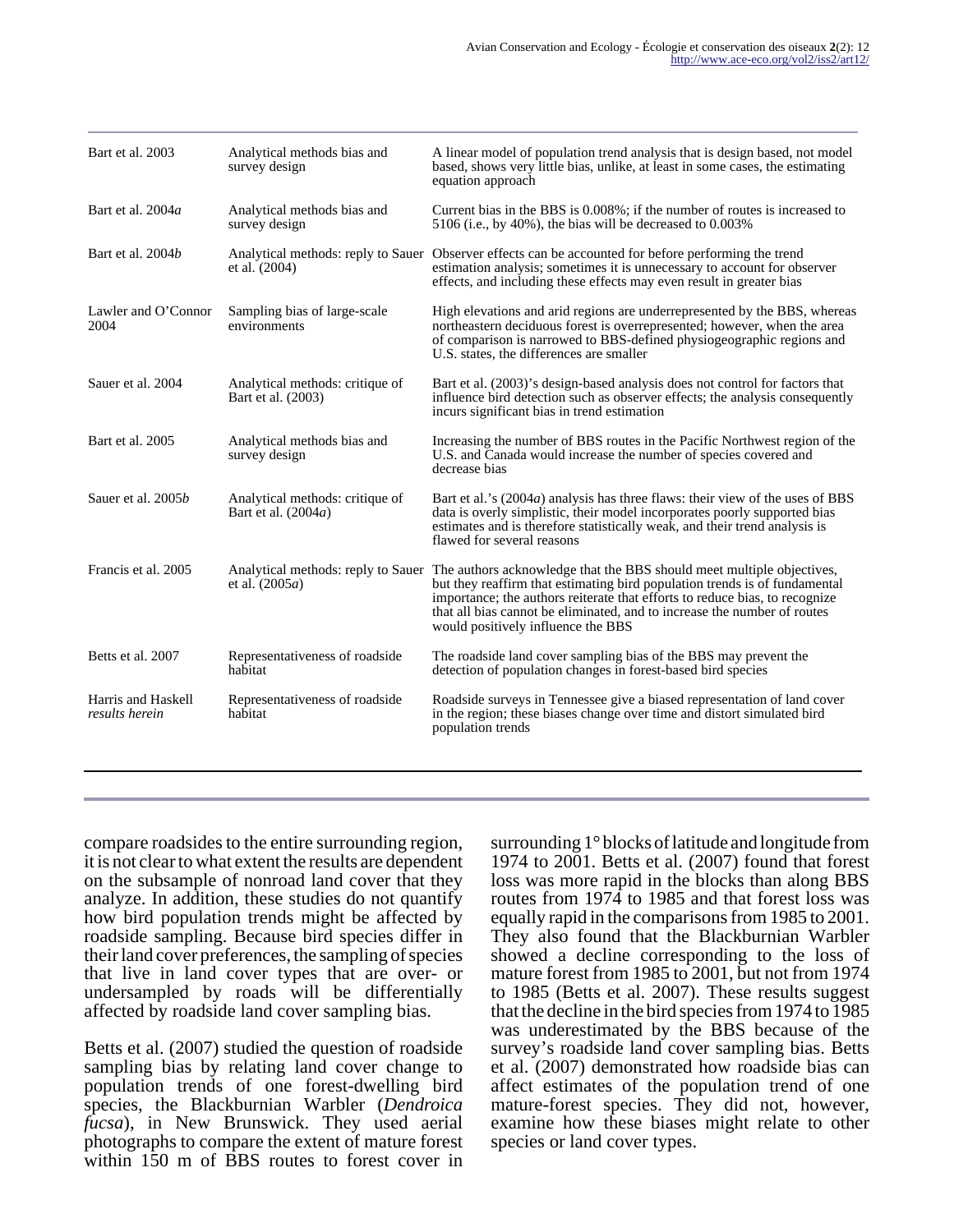| | | |
|---|---|---|
| Bart et al. 2003 | Analytical methods bias and survey design | A linear model of population trend analysis that is design based, not model based, shows very little bias, unlike, at least in some cases, the estimating equation approach |
| Bart et al. 2004*a* | Analytical methods bias and survey design | Current bias in the BBS is 0.008%; if the number of routes is increased to 5106 (i.e., by 40%), the bias will be decreased to 0.003% |
| Bart et al. 2004*b* | Analytical methods: reply to Sauer et al. (2004) | Observer effects can be accounted for before performing the trend estimation analysis; sometimes it is unnecessary to account for observer effects, and including these effects may even result in greater bias |
| Lawler and O'Connor 2004 | Sampling bias of large-scale environments | High elevations and arid regions are underrepresented by the BBS, whereas northeastern deciduous forest is overrepresented; however, when the area of comparison is narrowed to BBS-defined physiogeographic regions and U.S. states, the differences are smaller |
| Sauer et al. 2004 | Analytical methods: critique of Bart et al. (2003) | Bart et al. (2003)'s design-based analysis does not control for factors that influence bird detection such as observer effects; the analysis consequently incurs significant bias in trend estimation |
| Bart et al. 2005 | Analytical methods bias and survey design | Increasing the number of BBS routes in the Pacific Northwest region of the U.S. and Canada would increase the number of species covered and decrease bias |
| Sauer et al. 2005*b* | Analytical methods: critique of Bart et al. (2004*a*) | Bart et al.'s (2004*a*) analysis has three flaws: their view of the uses of BBS data is overly simplistic, their model incorporates poorly supported bias estimates and is therefore statistically weak, and their trend analysis is flawed for several reasons |
| Francis et al. 2005 | Analytical methods: reply to Sauer et al. (2005*a*) | The authors acknowledge that the BBS should meet multiple objectives, but they reaffirm that estimating bird population trends is of fundamental importance; the authors reiterate that efforts to reduce bias, to recognize that all bias cannot be eliminated, and to increase the number of routes would positively influence the BBS |
| Betts et al. 2007 | Representativeness of roadside habitat | The roadside land cover sampling bias of the BBS may prevent the detection of population changes in forest-based bird species |
| Harris and Haskell *results herein* | Representativeness of roadside habitat | Roadside surveys in Tennessee give a biased representation of land cover in the region; these biases change over time and distort simulated bird population trends |

compare roadsides to the entire surrounding region, it is not clear to what extent the results are dependent on the subsample of nonroad land cover that they analyze. In addition, these studies do not quantify how bird population trends might be affected by roadside sampling. Because bird species differ in their land cover preferences, the sampling of species that live in land cover types that are over- or undersampled by roads will be differentially affected by roadside land cover sampling bias.

Betts et al. (2007) studied the question of roadside sampling bias by relating land cover change to population trends of one forest-dwelling bird species, the Blackburnian Warbler (*Dendroica fucsa*), in New Brunswick. They used aerial photographs to compare the extent of mature forest within 150 m of BBS routes to forest cover in surrounding 1° blocks of latitude and longitude from 1974 to 2001. Betts et al. (2007) found that forest loss was more rapid in the blocks than along BBS routes from 1974 to 1985 and that forest loss was equally rapid in the comparisons from 1985 to 2001. They also found that the Blackburnian Warbler showed a decline corresponding to the loss of mature forest from 1985 to 2001, but not from 1974 to 1985 (Betts et al. 2007). These results suggest that the decline in the bird species from 1974 to 1985 was underestimated by the BBS because of the survey's roadside land cover sampling bias. Betts et al. (2007) demonstrated how roadside bias can affect estimates of the population trend of one mature-forest species. They did not, however, examine how these biases might relate to other species or land cover types.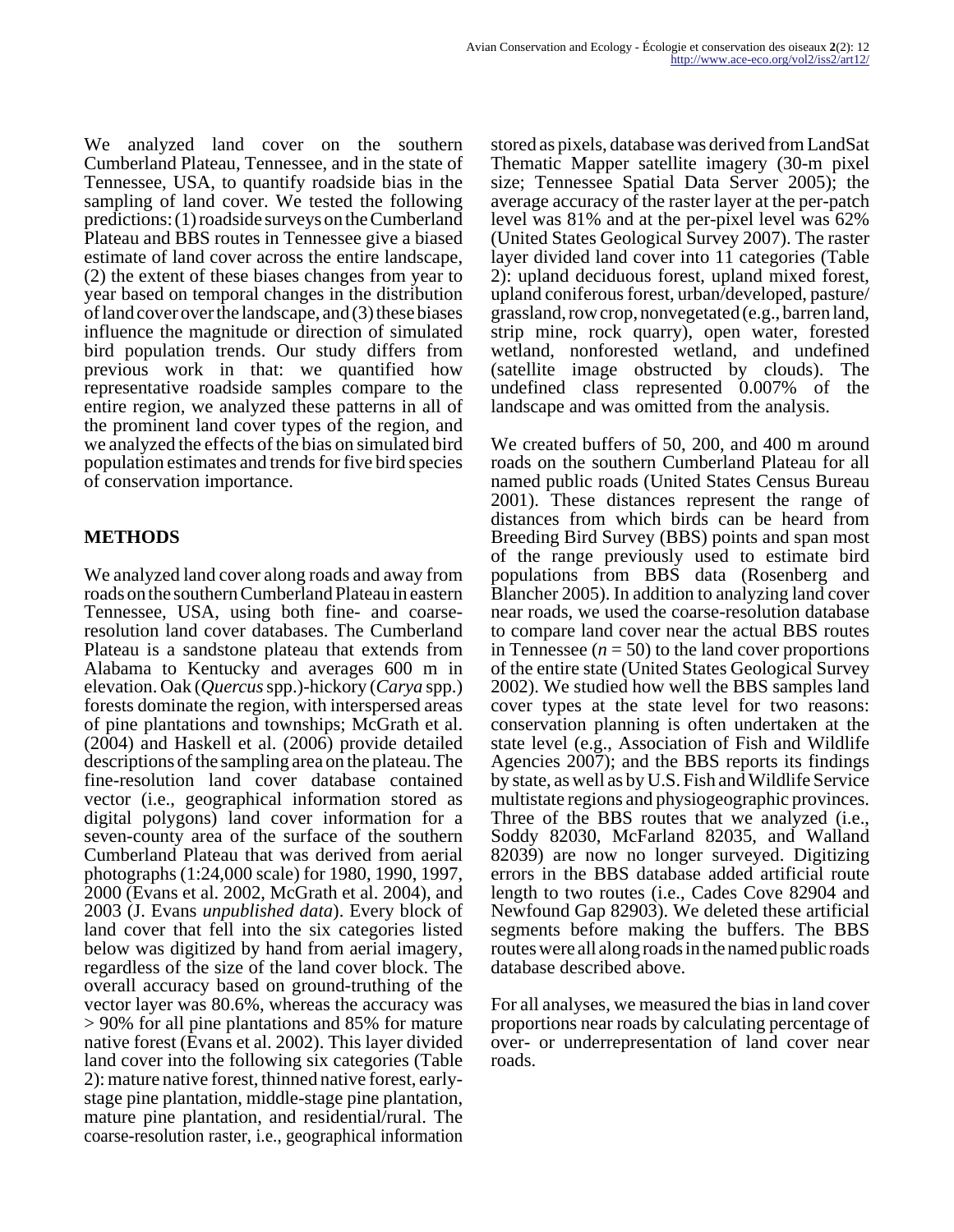We analyzed land cover on the southern Cumberland Plateau, Tennessee, and in the state of Tennessee, USA, to quantify roadside bias in the sampling of land cover. We tested the following predictions: (1) roadside surveys on the Cumberland Plateau and BBS routes in Tennessee give a biased estimate of land cover across the entire landscape, (2) the extent of these biases changes from year to year based on temporal changes in the distribution of land cover over the landscape, and (3) these biases influence the magnitude or direction of simulated bird population trends. Our study differs from previous work in that: we quantified how representative roadside samples compare to the entire region, we analyzed these patterns in all of the prominent land cover types of the region, and we analyzed the effects of the bias on simulated bird population estimates and trends for five bird species of conservation importance.

## METHODS

We analyzed land cover along roads and away from roads on the southern Cumberland Plateau in eastern Tennessee, USA, using both fine- and coarse-resolution land cover databases. The Cumberland Plateau is a sandstone plateau that extends from Alabama to Kentucky and averages 600 m in elevation. Oak (*Quercus* spp.)-hickory (*Carya* spp.) forests dominate the region, with interspersed areas of pine plantations and townships; McGrath et al. (2004) and Haskell et al. (2006) provide detailed descriptions of the sampling area on the plateau. The fine-resolution land cover database contained vector (i.e., geographical information stored as digital polygons) land cover information for a seven-county area of the surface of the southern Cumberland Plateau that was derived from aerial photographs (1:24,000 scale) for 1980, 1990, 1997, 2000 (Evans et al. 2002, McGrath et al. 2004), and 2003 (J. Evans *unpublished data*). Every block of land cover that fell into the six categories listed below was digitized by hand from aerial imagery, regardless of the size of the land cover block. The overall accuracy based on ground-truthing of the vector layer was 80.6%, whereas the accuracy was > 90% for all pine plantations and 85% for mature native forest (Evans et al. 2002). This layer divided land cover into the following six categories (Table 2): mature native forest, thinned native forest, early-stage pine plantation, middle-stage pine plantation, mature pine plantation, and residential/rural. The coarse-resolution raster, i.e., geographical information stored as pixels, database was derived from LandSat Thematic Mapper satellite imagery (30-m pixel size; Tennessee Spatial Data Server 2005); the average accuracy of the raster layer at the per-patch level was 81% and at the per-pixel level was 62% (United States Geological Survey 2007). The raster layer divided land cover into 11 categories (Table 2): upland deciduous forest, upland mixed forest, upland coniferous forest, urban/developed, pasture/grassland, row crop, nonvegetated (e.g., barren land, strip mine, rock quarry), open water, forested wetland, nonforested wetland, and undefined (satellite image obstructed by clouds). The undefined class represented 0.007% of the landscape and was omitted from the analysis.

We created buffers of 50, 200, and 400 m around roads on the southern Cumberland Plateau for all named public roads (United States Census Bureau 2001). These distances represent the range of distances from which birds can be heard from Breeding Bird Survey (BBS) points and span most of the range previously used to estimate bird populations from BBS data (Rosenberg and Blancher 2005). In addition to analyzing land cover near roads, we used the coarse-resolution database to compare land cover near the actual BBS routes in Tennessee ($n = 50$) to the land cover proportions of the entire state (United States Geological Survey 2002). We studied how well the BBS samples land cover types at the state level for two reasons: conservation planning is often undertaken at the state level (e.g., Association of Fish and Wildlife Agencies 2007); and the BBS reports its findings by state, as well as by U.S. Fish and Wildlife Service multistate regions and physiogeographic provinces. Three of the BBS routes that we analyzed (i.e., Soddy 82030, McFarland 82035, and Walland 82039) are now no longer surveyed. Digitizing errors in the BBS database added artificial route length to two routes (i.e., Cades Cove 82904 and Newfound Gap 82903). We deleted these artificial segments before making the buffers. The BBS routes were all along roads in the named public roads database described above.

For all analyses, we measured the bias in land cover proportions near roads by calculating percentage of over- or underrepresentation of land cover near roads.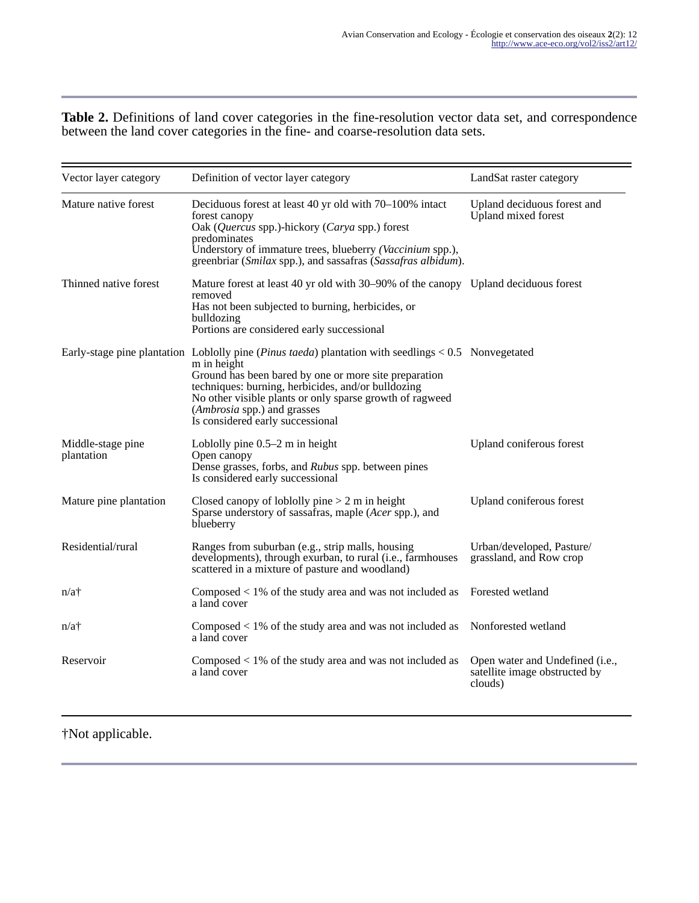**Table 2.** Definitions of land cover categories in the fine-resolution vector data set, and correspondence between the land cover categories in the fine- and coarse-resolution data sets.

| Vector layer category | Definition of vector layer category | LandSat raster category |
|---|---|---|
| Mature native forest | Deciduous forest at least 40 yr old with 70–100% intact forest canopy<br>Oak (*Quercus* spp.)-hickory (*Carya* spp.) forest predominates<br>Understory of immature trees, blueberry (*Vaccinium* spp.), greenbriar (*Smilax* spp.), and sassafras (*Sassafras albidum*). | Upland deciduous forest and Upland mixed forest |
| Thinned native forest | Mature forest at least 40 yr old with 30–90% of the canopy removed<br>Has not been subjected to burning, herbicides, or bulldozing<br>Portions are considered early successional | Upland deciduous forest |
| Early-stage pine plantation | Loblolly pine (*Pinus taeda*) plantation with seedlings < 0.5 m in height<br>Ground has been bared by one or more site preparation techniques: burning, herbicides, and/or bulldozing<br>No other visible plants or only sparse growth of ragweed (*Ambrosia* spp.) and grasses<br>Is considered early successional | Nonvegetated |
| Middle-stage pine plantation | Loblolly pine 0.5–2 m in height<br>Open canopy<br>Dense grasses, forbs, and *Rubus* spp. between pines<br>Is considered early successional | Upland coniferous forest |
| Mature pine plantation | Closed canopy of loblolly pine > 2 m in height<br>Sparse understory of sassafras, maple (*Acer* spp.), and blueberry | Upland coniferous forest |
| Residential/rural | Ranges from suburban (e.g., strip malls, housing developments), through exurban, to rural (i.e., farmhouses scattered in a mixture of pasture and woodland) | Urban/developed, Pasture/grassland, and Row crop |
| n/a† | Composed < 1% of the study area and was not included as a land cover | Forested wetland |
| n/a† | Composed < 1% of the study area and was not included as a land cover | Nonforested wetland |
| Reservoir | Composed < 1% of the study area and was not included as a land cover | Open water and Undefined (i.e., satellite image obstructed by clouds) |

†Not applicable.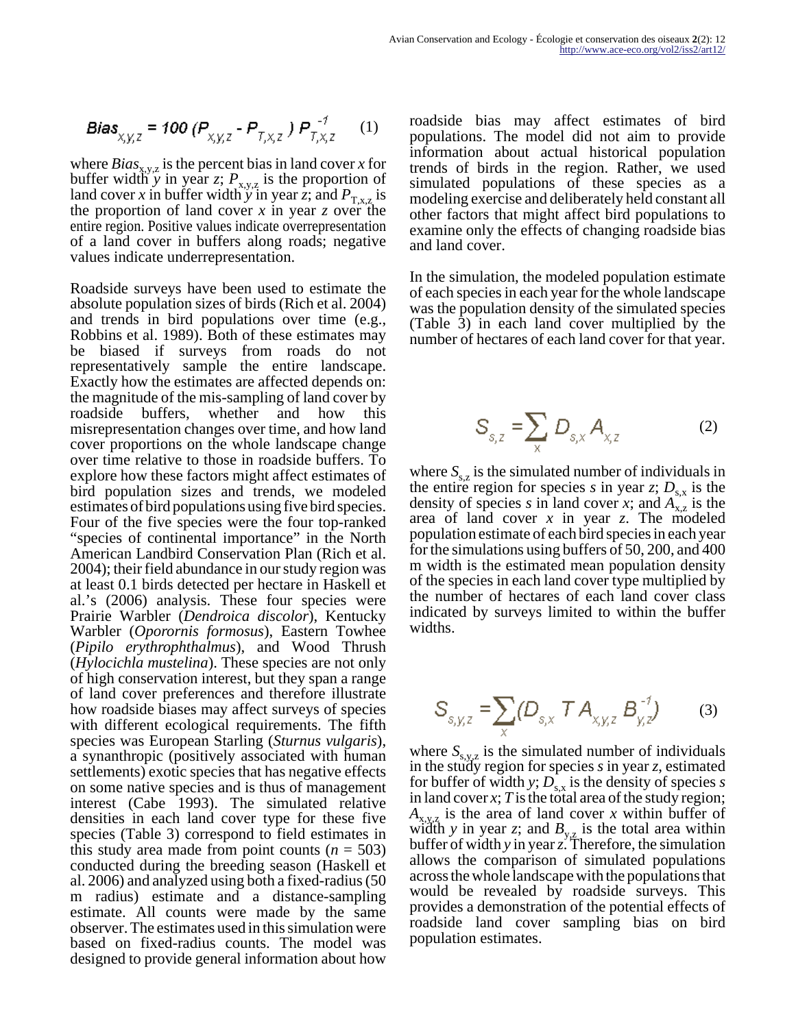$$Bias_{x,y,z} = 100\,(P_{x,y,z} - P_{T,x,z})\,P_{T,x,z}^{-1} \qquad (1)$$

where $Bias_{x,y,z}$ is the percent bias in land cover *x* for buffer width *y* in year *z*; $P_{x,y,z}$ is the proportion of land cover *x* in buffer width *y* in year *z*; and $P_{T,x,z}$ is the proportion of land cover *x* in year *z* over the entire region. Positive values indicate overrepresentation of a land cover in buffers along roads; negative values indicate underrepresentation.

Roadside surveys have been used to estimate the absolute population sizes of birds (Rich et al. 2004) and trends in bird populations over time (e.g., Robbins et al. 1989). Both of these estimates may be biased if surveys from roads do not representatively sample the entire landscape. Exactly how the estimates are affected depends on: the magnitude of the mis-sampling of land cover by roadside buffers, whether and how this misrepresentation changes over time, and how land cover proportions on the whole landscape change over time relative to those in roadside buffers. To explore how these factors might affect estimates of bird population sizes and trends, we modeled estimates of bird populations using five bird species. Four of the five species were the four top-ranked "species of continental importance" in the North American Landbird Conservation Plan (Rich et al. 2004); their field abundance in our study region was at least 0.1 birds detected per hectare in Haskell et al.'s (2006) analysis. These four species were Prairie Warbler (*Dendroica discolor*), Kentucky Warbler (*Oporornis formosus*), Eastern Towhee (*Pipilo erythrophthalmus*), and Wood Thrush (*Hylocichla mustelina*). These species are not only of high conservation interest, but they span a range of land cover preferences and therefore illustrate how roadside biases may affect surveys of species with different ecological requirements. The fifth species was European Starling (*Sturnus vulgaris*), a synanthropic (positively associated with human settlements) exotic species that has negative effects on some native species and is thus of management interest (Cabe 1993). The simulated relative densities in each land cover type for these five species (Table 3) correspond to field estimates in this study area made from point counts ($n = 503$) conducted during the breeding season (Haskell et al. 2006) and analyzed using both a fixed-radius (50 m radius) estimate and a distance-sampling estimate. All counts were made by the same observer. The estimates used in this simulation were based on fixed-radius counts. The model was designed to provide general information about how roadside bias may affect estimates of bird populations. The model did not aim to provide information about actual historical population trends of birds in the region. Rather, we used simulated populations of these species as a modeling exercise and deliberately held constant all other factors that might affect bird populations to examine only the effects of changing roadside bias and land cover.

In the simulation, the modeled population estimate of each species in each year for the whole landscape was the population density of the simulated species (Table 3) in each land cover multiplied by the number of hectares of each land cover for that year.

$$S_{s,z} = \sum_{x} D_{s,x}\,A_{x,z} \qquad (2)$$

where $S_{s,z}$ is the simulated number of individuals in the entire region for species *s* in year *z*; $D_{s,x}$ is the density of species *s* in land cover *x*; and $A_{x,z}$ is the area of land cover *x* in year *z*. The modeled population estimate of each bird species in each year for the simulations using buffers of 50, 200, and 400 m width is the estimated mean population density of the species in each land cover type multiplied by the number of hectares of each land cover class indicated by surveys limited to within the buffer widths.

$$S_{s,y,z} = \sum_{x} (D_{s,x}\,T\,A_{x,y,z}\,B_{y,z}^{-1}) \qquad (3)$$

where $S_{s,y,z}$ is the simulated number of individuals in the study region for species *s* in year *z*, estimated for buffer of width *y*; $D_{s,x}$ is the density of species *s* in land cover *x*; *T* is the total area of the study region; $A_{x,y,z}$ is the area of land cover *x* within buffer of width *y* in year *z*; and $B_{y,z}$ is the total area within buffer of width *y* in year *z*. Therefore, the simulation allows the comparison of simulated populations across the whole landscape with the populations that would be revealed by roadside surveys. This provides a demonstration of the potential effects of roadside land cover sampling bias on bird population estimates.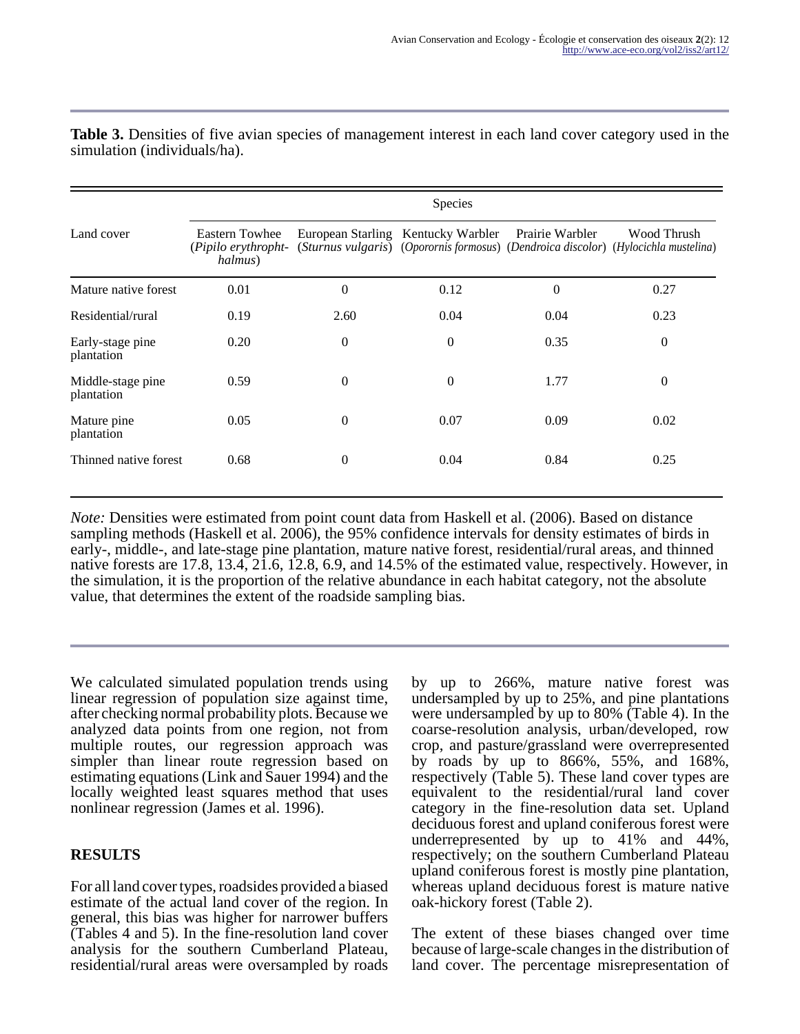**Table 3.** Densities of five avian species of management interest in each land cover category used in the simulation (individuals/ha).

| Land cover | Species | | | | |
|---|---|---|---|---|---|
| | Eastern Towhee (*Pipilo erythrophthalmus*) | European Starling (*Sturnus vulgaris*) | Kentucky Warbler (*Oporornis formosus*) | Prairie Warbler (*Dendroica discolor*) | Wood Thrush (*Hylocichla mustelina*) |
| Mature native forest | 0.01 | 0 | 0.12 | 0 | 0.27 |
| Residential/rural | 0.19 | 2.60 | 0.04 | 0.04 | 0.23 |
| Early-stage pine plantation | 0.20 | 0 | 0 | 0.35 | 0 |
| Middle-stage pine plantation | 0.59 | 0 | 0 | 1.77 | 0 |
| Mature pine plantation | 0.05 | 0 | 0.07 | 0.09 | 0.02 |
| Thinned native forest | 0.68 | 0 | 0.04 | 0.84 | 0.25 |

*Note:* Densities were estimated from point count data from Haskell et al. (2006). Based on distance sampling methods (Haskell et al. 2006), the 95% confidence intervals for density estimates of birds in early-, middle-, and late-stage pine plantation, mature native forest, residential/rural areas, and thinned native forests are 17.8, 13.4, 21.6, 12.8, 6.9, and 14.5% of the estimated value, respectively. However, in the simulation, it is the proportion of the relative abundance in each habitat category, not the absolute value, that determines the extent of the roadside sampling bias.

We calculated simulated population trends using linear regression of population size against time, after checking normal probability plots. Because we analyzed data points from one region, not from multiple routes, our regression approach was simpler than linear route regression based on estimating equations (Link and Sauer 1994) and the locally weighted least squares method that uses nonlinear regression (James et al. 1996).

## RESULTS

For all land cover types, roadsides provided a biased estimate of the actual land cover of the region. In general, this bias was higher for narrower buffers (Tables 4 and 5). In the fine-resolution land cover analysis for the southern Cumberland Plateau, residential/rural areas were oversampled by roads by up to 266%, mature native forest was undersampled by up to 25%, and pine plantations were undersampled by up to 80% (Table 4). In the coarse-resolution analysis, urban/developed, row crop, and pasture/grassland were overrepresented by roads by up to 866%, 55%, and 168%, respectively (Table 5). These land cover types are equivalent to the residential/rural land cover category in the fine-resolution data set. Upland deciduous forest and upland coniferous forest were underrepresented by up to 41% and 44%, respectively; on the southern Cumberland Plateau upland coniferous forest is mostly pine plantation, whereas upland deciduous forest is mature native oak-hickory forest (Table 2).

The extent of these biases changed over time because of large-scale changes in the distribution of land cover. The percentage misrepresentation of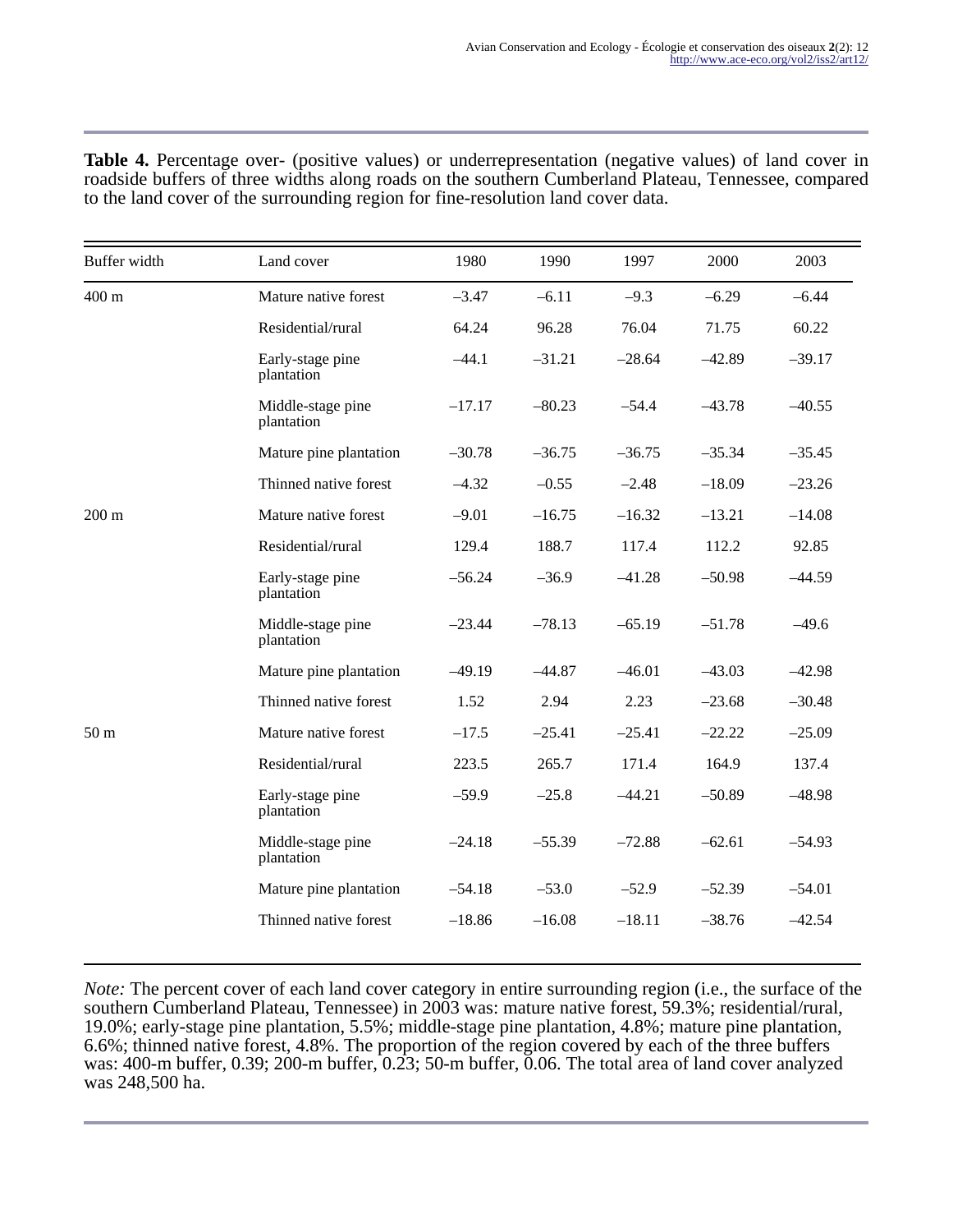**Table 4.** Percentage over- (positive values) or underrepresentation (negative values) of land cover in roadside buffers of three widths along roads on the southern Cumberland Plateau, Tennessee, compared to the land cover of the surrounding region for fine-resolution land cover data.

| Buffer width | Land cover | 1980 | 1990 | 1997 | 2000 | 2003 |
|---|---|---|---|---|---|---|
| 400 m | Mature native forest | –3.47 | –6.11 | –9.3 | –6.29 | –6.44 |
| | Residential/rural | 64.24 | 96.28 | 76.04 | 71.75 | 60.22 |
| | Early-stage pine plantation | –44.1 | –31.21 | –28.64 | –42.89 | –39.17 |
| | Middle-stage pine plantation | –17.17 | –80.23 | –54.4 | –43.78 | –40.55 |
| | Mature pine plantation | –30.78 | –36.75 | –36.75 | –35.34 | –35.45 |
| | Thinned native forest | –4.32 | –0.55 | –2.48 | –18.09 | –23.26 |
| 200 m | Mature native forest | –9.01 | –16.75 | –16.32 | –13.21 | –14.08 |
| | Residential/rural | 129.4 | 188.7 | 117.4 | 112.2 | 92.85 |
| | Early-stage pine plantation | –56.24 | –36.9 | –41.28 | –50.98 | –44.59 |
| | Middle-stage pine plantation | –23.44 | –78.13 | –65.19 | –51.78 | –49.6 |
| | Mature pine plantation | –49.19 | –44.87 | –46.01 | –43.03 | –42.98 |
| | Thinned native forest | 1.52 | 2.94 | 2.23 | –23.68 | –30.48 |
| 50 m | Mature native forest | –17.5 | –25.41 | –25.41 | –22.22 | –25.09 |
| | Residential/rural | 223.5 | 265.7 | 171.4 | 164.9 | 137.4 |
| | Early-stage pine plantation | –59.9 | –25.8 | –44.21 | –50.89 | –48.98 |
| | Middle-stage pine plantation | –24.18 | –55.39 | –72.88 | –62.61 | –54.93 |
| | Mature pine plantation | –54.18 | –53.0 | –52.9 | –52.39 | –54.01 |
| | Thinned native forest | –18.86 | –16.08 | –18.11 | –38.76 | –42.54 |

*Note:* The percent cover of each land cover category in entire surrounding region (i.e., the surface of the southern Cumberland Plateau, Tennessee) in 2003 was: mature native forest, 59.3%; residential/rural, 19.0%; early-stage pine plantation, 5.5%; middle-stage pine plantation, 4.8%; mature pine plantation, 6.6%; thinned native forest, 4.8%. The proportion of the region covered by each of the three buffers was: 400-m buffer, 0.39; 200-m buffer, 0.23; 50-m buffer, 0.06. The total area of land cover analyzed was 248,500 ha.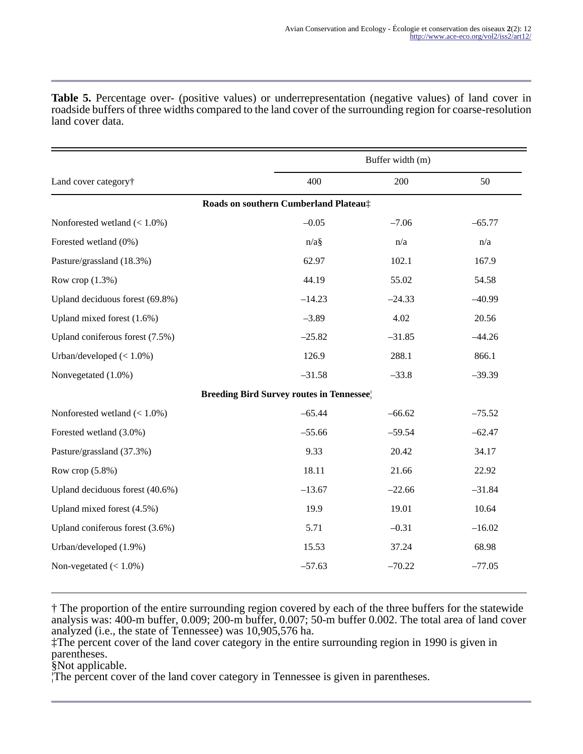**Table 5.** Percentage over- (positive values) or underrepresentation (negative values) of land cover in roadside buffers of three widths compared to the land cover of the surrounding region for coarse-resolution land cover data.

| Land cover category† | Buffer width (m) | | |
|---|---|---|---|
| | 400 | 200 | 50 |
| **Roads on southern Cumberland Plateau‡** | | | |
| Nonforested wetland (< 1.0%) | –0.05 | –7.06 | –65.77 |
| Forested wetland (0%) | n/a§ | n/a | n/a |
| Pasture/grassland (18.3%) | 62.97 | 102.1 | 167.9 |
| Row crop (1.3%) | 44.19 | 55.02 | 54.58 |
| Upland deciduous forest (69.8%) | –14.23 | –24.33 | –40.99 |
| Upland mixed forest (1.6%) | –3.89 | 4.02 | 20.56 |
| Upland coniferous forest (7.5%) | –25.82 | –31.85 | –44.26 |
| Urban/developed (< 1.0%) | 126.9 | 288.1 | 866.1 |
| Nonvegetated (1.0%) | –31.58 | –33.8 | –39.39 |
| **Breeding Bird Survey routes in Tennessee¦** | | | |
| Nonforested wetland (< 1.0%) | –65.44 | –66.62 | –75.52 |
| Forested wetland (3.0%) | –55.66 | –59.54 | –62.47 |
| Pasture/grassland (37.3%) | 9.33 | 20.42 | 34.17 |
| Row crop (5.8%) | 18.11 | 21.66 | 22.92 |
| Upland deciduous forest (40.6%) | –13.67 | –22.66 | –31.84 |
| Upland mixed forest (4.5%) | 19.9 | 19.01 | 10.64 |
| Upland coniferous forest (3.6%) | 5.71 | –0.31 | –16.02 |
| Urban/developed (1.9%) | 15.53 | 37.24 | 68.98 |
| Non-vegetated (< 1.0%) | –57.63 | –70.22 | –77.05 |

† The proportion of the entire surrounding region covered by each of the three buffers for the statewide analysis was: 400-m buffer, 0.009; 200-m buffer, 0.007; 50-m buffer 0.002. The total area of land cover analyzed (i.e., the state of Tennessee) was 10,905,576 ha.

‡The percent cover of the land cover category in the entire surrounding region in 1990 is given in parentheses.

§Not applicable.

¦The percent cover of the land cover category in Tennessee is given in parentheses.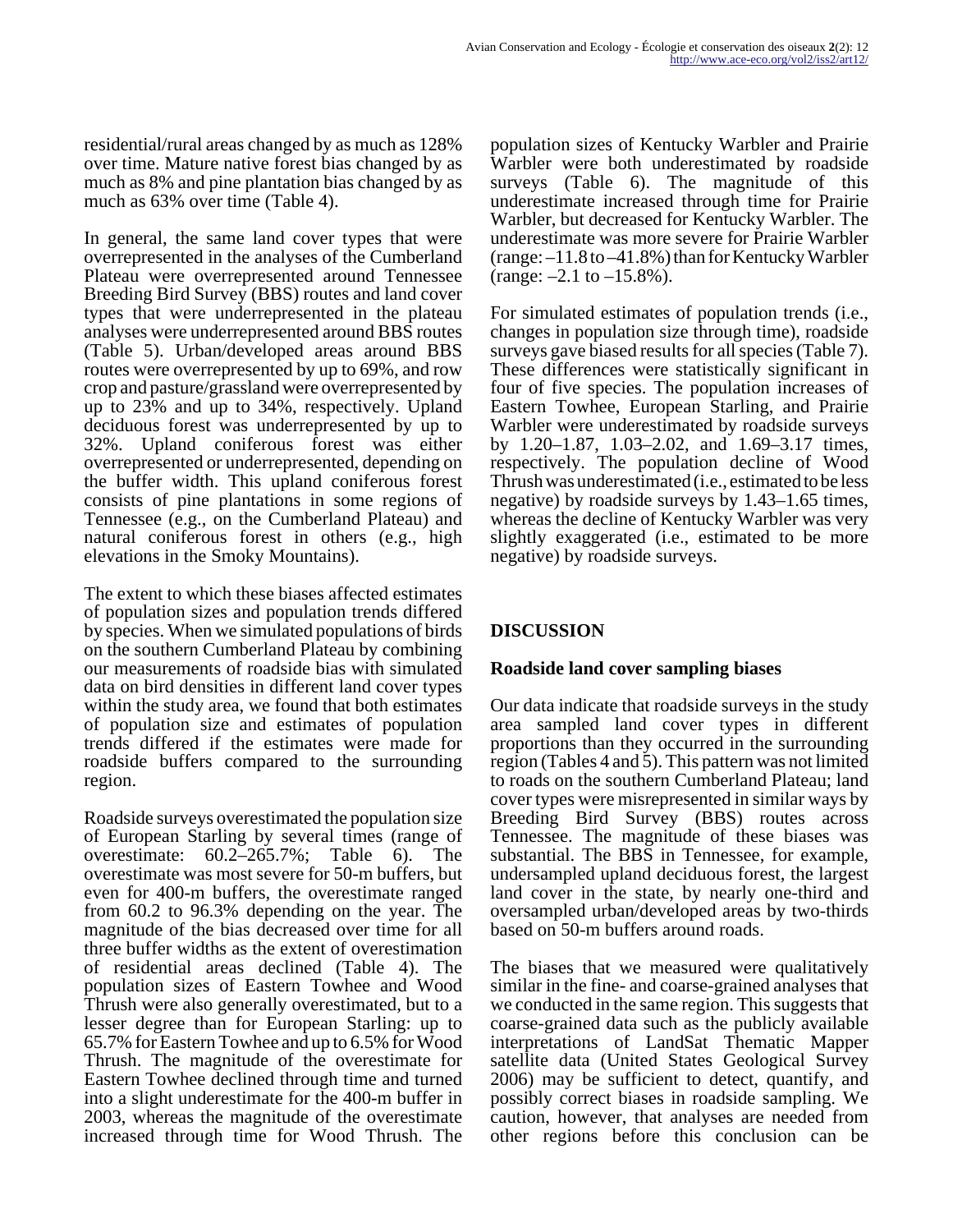residential/rural areas changed by as much as 128% over time. Mature native forest bias changed by as much as 8% and pine plantation bias changed by as much as 63% over time (Table 4).

In general, the same land cover types that were overrepresented in the analyses of the Cumberland Plateau were overrepresented around Tennessee Breeding Bird Survey (BBS) routes and land cover types that were underrepresented in the plateau analyses were underrepresented around BBS routes (Table 5). Urban/developed areas around BBS routes were overrepresented by up to 69%, and row crop and pasture/grassland were overrepresented by up to 23% and up to 34%, respectively. Upland deciduous forest was underrepresented by up to 32%. Upland coniferous forest was either overrepresented or underrepresented, depending on the buffer width. This upland coniferous forest consists of pine plantations in some regions of Tennessee (e.g., on the Cumberland Plateau) and natural coniferous forest in others (e.g., high elevations in the Smoky Mountains).

The extent to which these biases affected estimates of population sizes and population trends differed by species. When we simulated populations of birds on the southern Cumberland Plateau by combining our measurements of roadside bias with simulated data on bird densities in different land cover types within the study area, we found that both estimates of population size and estimates of population trends differed if the estimates were made for roadside buffers compared to the surrounding region.

Roadside surveys overestimated the population size of European Starling by several times (range of overestimate: 60.2–265.7%; Table 6). The overestimate was most severe for 50-m buffers, but even for 400-m buffers, the overestimate ranged from 60.2 to 96.3% depending on the year. The magnitude of the bias decreased over time for all three buffer widths as the extent of overestimation of residential areas declined (Table 4). The population sizes of Eastern Towhee and Wood Thrush were also generally overestimated, but to a lesser degree than for European Starling: up to 65.7% for Eastern Towhee and up to 6.5% for Wood Thrush. The magnitude of the overestimate for Eastern Towhee declined through time and turned into a slight underestimate for the 400-m buffer in 2003, whereas the magnitude of the overestimate increased through time for Wood Thrush. The population sizes of Kentucky Warbler and Prairie Warbler were both underestimated by roadside surveys (Table 6). The magnitude of this underestimate increased through time for Prairie Warbler, but decreased for Kentucky Warbler. The underestimate was more severe for Prairie Warbler (range: –11.8 to –41.8%) than for Kentucky Warbler (range: –2.1 to –15.8%).

For simulated estimates of population trends (i.e., changes in population size through time), roadside surveys gave biased results for all species (Table 7). These differences were statistically significant in four of five species. The population increases of Eastern Towhee, European Starling, and Prairie Warbler were underestimated by roadside surveys by 1.20–1.87, 1.03–2.02, and 1.69–3.17 times, respectively. The population decline of Wood Thrush was underestimated (i.e., estimated to be less negative) by roadside surveys by 1.43–1.65 times, whereas the decline of Kentucky Warbler was very slightly exaggerated (i.e., estimated to be more negative) by roadside surveys.

## DISCUSSION

### Roadside land cover sampling biases

Our data indicate that roadside surveys in the study area sampled land cover types in different proportions than they occurred in the surrounding region (Tables 4 and 5). This pattern was not limited to roads on the southern Cumberland Plateau; land cover types were misrepresented in similar ways by Breeding Bird Survey (BBS) routes across Tennessee. The magnitude of these biases was substantial. The BBS in Tennessee, for example, undersampled upland deciduous forest, the largest land cover in the state, by nearly one-third and oversampled urban/developed areas by two-thirds based on 50-m buffers around roads.

The biases that we measured were qualitatively similar in the fine- and coarse-grained analyses that we conducted in the same region. This suggests that coarse-grained data such as the publicly available interpretations of LandSat Thematic Mapper satellite data (United States Geological Survey 2006) may be sufficient to detect, quantify, and possibly correct biases in roadside sampling. We caution, however, that analyses are needed from other regions before this conclusion can be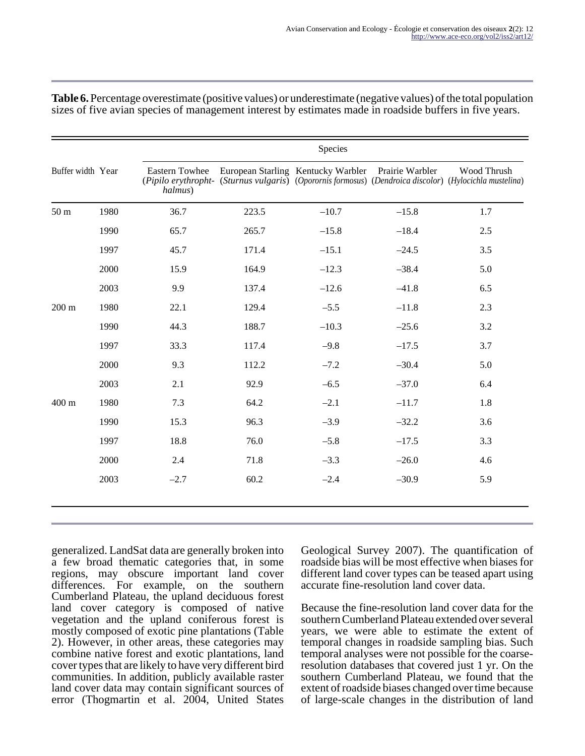**Table 6.** Percentage overestimate (positive values) or underestimate (negative values) of the total population sizes of five avian species of management interest by estimates made in roadside buffers in five years.

| Buffer width | Year | Species | | | | |
|---|---|---|---|---|---|---|
| | | Eastern Towhee (*Pipilo erythrophthalmus*) | European Starling (*Sturnus vulgaris*) | Kentucky Warbler (*Oporornis formosus*) | Prairie Warbler (*Dendroica discolor*) | Wood Thrush (*Hylocichla mustelina*) |
| 50 m | 1980 | 36.7 | 223.5 | –10.7 | –15.8 | 1.7 |
| | 1990 | 65.7 | 265.7 | –15.8 | –18.4 | 2.5 |
| | 1997 | 45.7 | 171.4 | –15.1 | –24.5 | 3.5 |
| | 2000 | 15.9 | 164.9 | –12.3 | –38.4 | 5.0 |
| | 2003 | 9.9 | 137.4 | –12.6 | –41.8 | 6.5 |
| 200 m | 1980 | 22.1 | 129.4 | –5.5 | –11.8 | 2.3 |
| | 1990 | 44.3 | 188.7 | –10.3 | –25.6 | 3.2 |
| | 1997 | 33.3 | 117.4 | –9.8 | –17.5 | 3.7 |
| | 2000 | 9.3 | 112.2 | –7.2 | –30.4 | 5.0 |
| | 2003 | 2.1 | 92.9 | –6.5 | –37.0 | 6.4 |
| 400 m | 1980 | 7.3 | 64.2 | –2.1 | –11.7 | 1.8 |
| | 1990 | 15.3 | 96.3 | –3.9 | –32.2 | 3.6 |
| | 1997 | 18.8 | 76.0 | –5.8 | –17.5 | 3.3 |
| | 2000 | 2.4 | 71.8 | –3.3 | –26.0 | 4.6 |
| | 2003 | –2.7 | 60.2 | –2.4 | –30.9 | 5.9 |

generalized. LandSat data are generally broken into a few broad thematic categories that, in some regions, may obscure important land cover differences. For example, on the southern Cumberland Plateau, the upland deciduous forest land cover category is composed of native vegetation and the upland coniferous forest is mostly composed of exotic pine plantations (Table 2). However, in other areas, these categories may combine native forest and exotic plantations, land cover types that are likely to have very different bird communities. In addition, publicly available raster land cover data may contain significant sources of error (Thogmartin et al. 2004, United States Geological Survey 2007). The quantification of roadside bias will be most effective when biases for different land cover types can be teased apart using accurate fine-resolution land cover data.

Because the fine-resolution land cover data for the southern Cumberland Plateau extended over several years, we were able to estimate the extent of temporal changes in roadside sampling bias. Such temporal analyses were not possible for the coarse-resolution databases that covered just 1 yr. On the southern Cumberland Plateau, we found that the extent of roadside biases changed over time because of large-scale changes in the distribution of land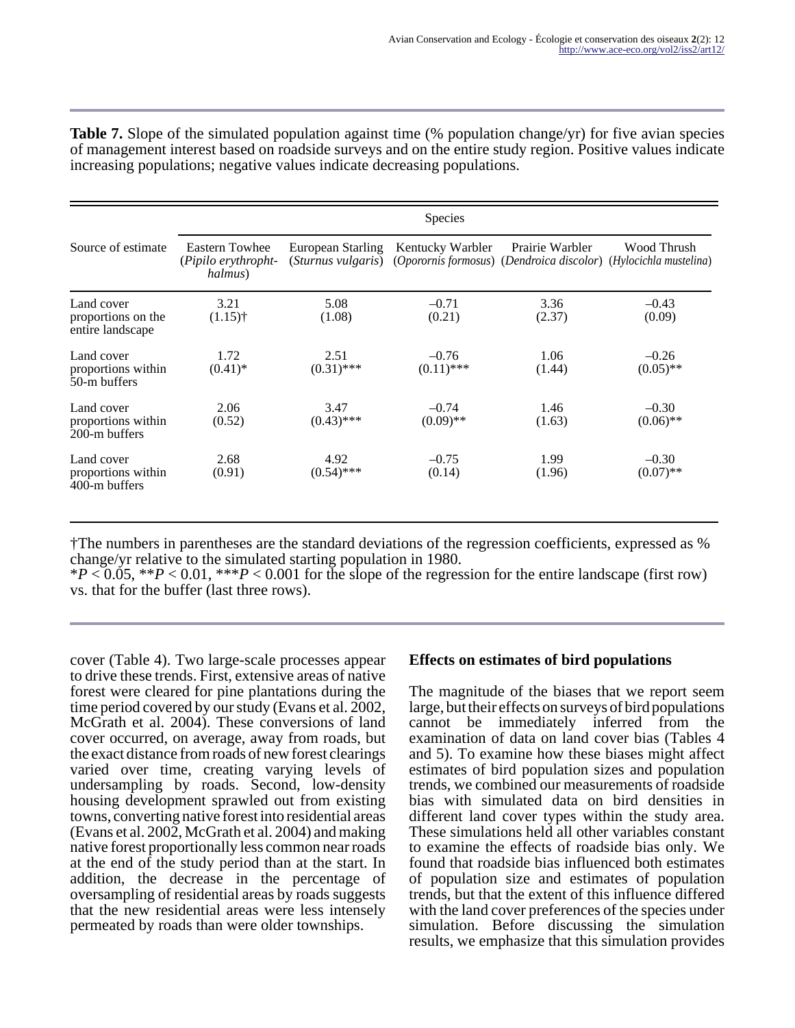**Table 7.** Slope of the simulated population against time (% population change/yr) for five avian species of management interest based on roadside surveys and on the entire study region. Positive values indicate increasing populations; negative values indicate decreasing populations.

| Source of estimate | Species | | | | |
|---|---|---|---|---|---|
| | Eastern Towhee (*Pipilo erythrophthalmus*) | European Starling (*Sturnus vulgaris*) | Kentucky Warbler (*Oporornis formosus*) | Prairie Warbler (*Dendroica discolor*) | Wood Thrush (*Hylocichla mustelina*) |
| Land cover proportions on the entire landscape | 3.21 (1.15)† | 5.08 (1.08) | –0.71 (0.21) | 3.36 (2.37) | –0.43 (0.09) |
| Land cover proportions within 50-m buffers | 1.72 (0.41)* | 2.51 (0.31)*** | –0.76 (0.11)*** | 1.06 (1.44) | –0.26 (0.05)** |
| Land cover proportions within 200-m buffers | 2.06 (0.52) | 3.47 (0.43)*** | –0.74 (0.09)** | 1.46 (1.63) | –0.30 (0.06)** |
| Land cover proportions within 400-m buffers | 2.68 (0.91) | 4.92 (0.54)*** | –0.75 (0.14) | 1.99 (1.96) | –0.30 (0.07)** |

†The numbers in parentheses are the standard deviations of the regression coefficients, expressed as % change/yr relative to the simulated starting population in 1980.
*$P < 0.05$, **$P < 0.01$, ***$P < 0.001$ for the slope of the regression for the entire landscape (first row) vs. that for the buffer (last three rows).

cover (Table 4). Two large-scale processes appear to drive these trends. First, extensive areas of native forest were cleared for pine plantations during the time period covered by our study (Evans et al. 2002, McGrath et al. 2004). These conversions of land cover occurred, on average, away from roads, but the exact distance from roads of new forest clearings varied over time, creating varying levels of undersampling by roads. Second, low-density housing development sprawled out from existing towns, converting native forest into residential areas (Evans et al. 2002, McGrath et al. 2004) and making native forest proportionally less common near roads at the end of the study period than at the start. In addition, the decrease in the percentage of oversampling of residential areas by roads suggests that the new residential areas were less intensely permeated by roads than were older townships.

### Effects on estimates of bird populations

The magnitude of the biases that we report seem large, but their effects on surveys of bird populations cannot be immediately inferred from the examination of data on land cover bias (Tables 4 and 5). To examine how these biases might affect estimates of bird population sizes and population trends, we combined our measurements of roadside bias with simulated data on bird densities in different land cover types within the study area. These simulations held all other variables constant to examine the effects of roadside bias only. We found that roadside bias influenced both estimates of population size and estimates of population trends, but that the extent of this influence differed with the land cover preferences of the species under simulation. Before discussing the simulation results, we emphasize that this simulation provides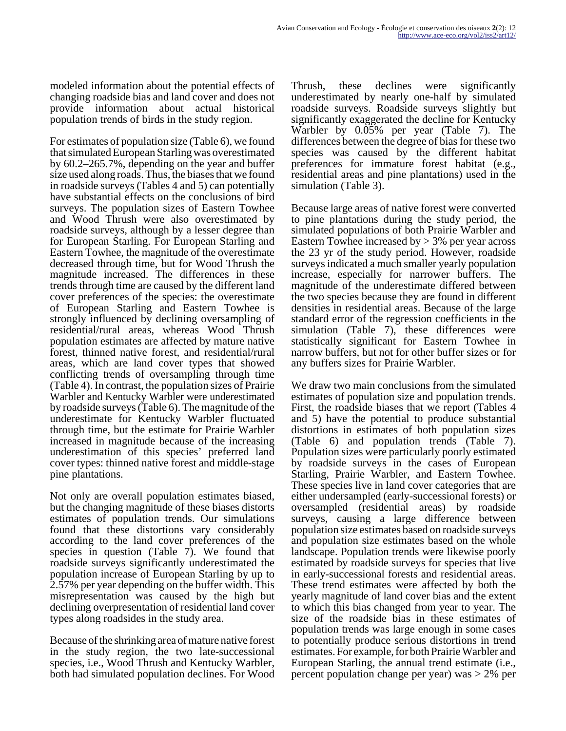modeled information about the potential effects of changing roadside bias and land cover and does not provide information about actual historical population trends of birds in the study region.

For estimates of population size (Table 6), we found that simulated European Starling was overestimated by 60.2–265.7%, depending on the year and buffer size used along roads. Thus, the biases that we found in roadside surveys (Tables 4 and 5) can potentially have substantial effects on the conclusions of bird surveys. The population sizes of Eastern Towhee and Wood Thrush were also overestimated by roadside surveys, although by a lesser degree than for European Starling. For European Starling and Eastern Towhee, the magnitude of the overestimate decreased through time, but for Wood Thrush the magnitude increased. The differences in these trends through time are caused by the different land cover preferences of the species: the overestimate of European Starling and Eastern Towhee is strongly influenced by declining oversampling of residential/rural areas, whereas Wood Thrush population estimates are affected by mature native forest, thinned native forest, and residential/rural areas, which are land cover types that showed conflicting trends of oversampling through time (Table 4). In contrast, the population sizes of Prairie Warbler and Kentucky Warbler were underestimated by roadside surveys (Table 6). The magnitude of the underestimate for Kentucky Warbler fluctuated through time, but the estimate for Prairie Warbler increased in magnitude because of the increasing underestimation of this species' preferred land cover types: thinned native forest and middle-stage pine plantations.

Not only are overall population estimates biased, but the changing magnitude of these biases distorts estimates of population trends. Our simulations found that these distortions vary considerably according to the land cover preferences of the species in question (Table 7). We found that roadside surveys significantly underestimated the population increase of European Starling by up to 2.57% per year depending on the buffer width. This misrepresentation was caused by the high but declining overpresentation of residential land cover types along roadsides in the study area.

Because of the shrinking area of mature native forest in the study region, the two late-successional species, i.e., Wood Thrush and Kentucky Warbler, both had simulated population declines. For Wood Thrush, these declines were significantly underestimated by nearly one-half by simulated roadside surveys. Roadside surveys slightly but significantly exaggerated the decline for Kentucky Warbler by 0.05% per year (Table 7). The differences between the degree of bias for these two species was caused by the different habitat preferences for immature forest habitat (e.g., residential areas and pine plantations) used in the simulation (Table 3).

Because large areas of native forest were converted to pine plantations during the study period, the simulated populations of both Prairie Warbler and Eastern Towhee increased by > 3% per year across the 23 yr of the study period. However, roadside surveys indicated a much smaller yearly population increase, especially for narrower buffers. The magnitude of the underestimate differed between the two species because they are found in different densities in residential areas. Because of the large standard error of the regression coefficients in the simulation (Table 7), these differences were statistically significant for Eastern Towhee in narrow buffers, but not for other buffer sizes or for any buffers sizes for Prairie Warbler.

We draw two main conclusions from the simulated estimates of population size and population trends. First, the roadside biases that we report (Tables 4 and 5) have the potential to produce substantial distortions in estimates of both population sizes (Table 6) and population trends (Table 7). Population sizes were particularly poorly estimated by roadside surveys in the cases of European Starling, Prairie Warbler, and Eastern Towhee. These species live in land cover categories that are either undersampled (early-successional forests) or oversampled (residential areas) by roadside surveys, causing a large difference between population size estimates based on roadside surveys and population size estimates based on the whole landscape. Population trends were likewise poorly estimated by roadside surveys for species that live in early-successional forests and residential areas. These trend estimates were affected by both the yearly magnitude of land cover bias and the extent to which this bias changed from year to year. The size of the roadside bias in these estimates of population trends was large enough in some cases to potentially produce serious distortions in trend estimates. For example, for both Prairie Warbler and European Starling, the annual trend estimate (i.e., percent population change per year) was > 2% per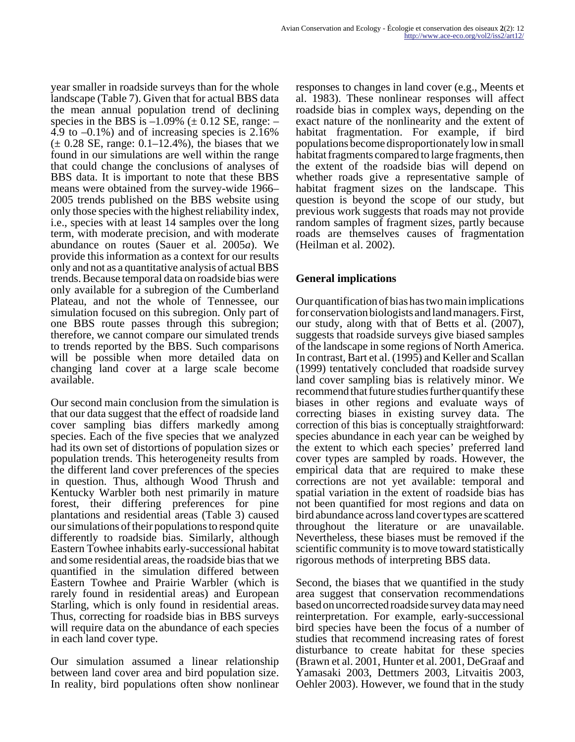year smaller in roadside surveys than for the whole landscape (Table 7). Given that for actual BBS data the mean annual population trend of declining species in the BBS is –1.09% (± 0.12 SE, range: –4.9 to –0.1%) and of increasing species is 2.16% (± 0.28 SE, range: 0.1–12.4%), the biases that we found in our simulations are well within the range that could change the conclusions of analyses of BBS data. It is important to note that these BBS means were obtained from the survey-wide 1966–2005 trends published on the BBS website using only those species with the highest reliability index, i.e., species with at least 14 samples over the long term, with moderate precision, and with moderate abundance on routes (Sauer et al. 2005*a*). We provide this information as a context for our results only and not as a quantitative analysis of actual BBS trends. Because temporal data on roadside bias were only available for a subregion of the Cumberland Plateau, and not the whole of Tennessee, our simulation focused on this subregion. Only part of one BBS route passes through this subregion; therefore, we cannot compare our simulated trends to trends reported by the BBS. Such comparisons will be possible when more detailed data on changing land cover at a large scale become available.

Our second main conclusion from the simulation is that our data suggest that the effect of roadside land cover sampling bias differs markedly among species. Each of the five species that we analyzed had its own set of distortions of population sizes or population trends. This heterogeneity results from the different land cover preferences of the species in question. Thus, although Wood Thrush and Kentucky Warbler both nest primarily in mature forest, their differing preferences for pine plantations and residential areas (Table 3) caused our simulations of their populations to respond quite differently to roadside bias. Similarly, although Eastern Towhee inhabits early-successional habitat and some residential areas, the roadside bias that we quantified in the simulation differed between Eastern Towhee and Prairie Warbler (which is rarely found in residential areas) and European Starling, which is only found in residential areas. Thus, correcting for roadside bias in BBS surveys will require data on the abundance of each species in each land cover type.

Our simulation assumed a linear relationship between land cover area and bird population size. In reality, bird populations often show nonlinear responses to changes in land cover (e.g., Meents et al. 1983). These nonlinear responses will affect roadside bias in complex ways, depending on the exact nature of the nonlinearity and the extent of habitat fragmentation. For example, if bird populations become disproportionately low in small habitat fragments compared to large fragments, then the extent of the roadside bias will depend on whether roads give a representative sample of habitat fragment sizes on the landscape. This question is beyond the scope of our study, but previous work suggests that roads may not provide random samples of fragment sizes, partly because roads are themselves causes of fragmentation (Heilman et al. 2002).

## General implications

Our quantification of bias has two main implications for conservation biologists and land managers. First, our study, along with that of Betts et al. (2007), suggests that roadside surveys give biased samples of the landscape in some regions of North America. In contrast, Bart et al. (1995) and Keller and Scallan (1999) tentatively concluded that roadside survey land cover sampling bias is relatively minor. We recommend that future studies further quantify these biases in other regions and evaluate ways of correcting biases in existing survey data. The correction of this bias is conceptually straightforward: species abundance in each year can be weighed by the extent to which each species' preferred land cover types are sampled by roads. However, the empirical data that are required to make these corrections are not yet available: temporal and spatial variation in the extent of roadside bias has not been quantified for most regions and data on bird abundance across land cover types are scattered throughout the literature or are unavailable. Nevertheless, these biases must be removed if the scientific community is to move toward statistically rigorous methods of interpreting BBS data.

Second, the biases that we quantified in the study area suggest that conservation recommendations based on uncorrected roadside survey data may need reinterpretation. For example, early-successional bird species have been the focus of a number of studies that recommend increasing rates of forest disturbance to create habitat for these species (Brawn et al. 2001, Hunter et al. 2001, DeGraaf and Yamasaki 2003, Dettmers 2003, Litvaitis 2003, Oehler 2003). However, we found that in the study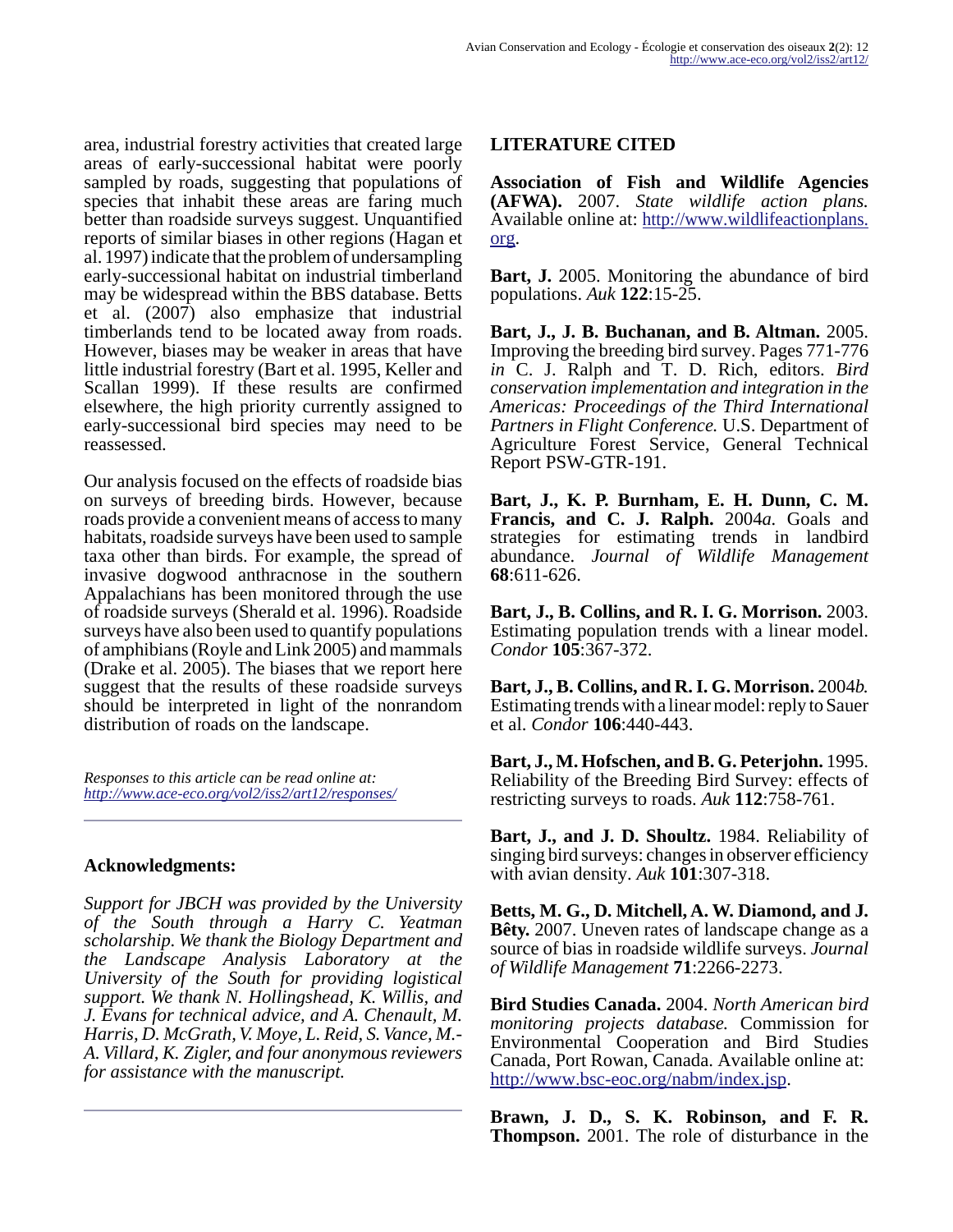area, industrial forestry activities that created large areas of early-successional habitat were poorly sampled by roads, suggesting that populations of species that inhabit these areas are faring much better than roadside surveys suggest. Unquantified reports of similar biases in other regions (Hagan et al. 1997) indicate that the problem of undersampling early-successional habitat on industrial timberland may be widespread within the BBS database. Betts et al. (2007) also emphasize that industrial timberlands tend to be located away from roads. However, biases may be weaker in areas that have little industrial forestry (Bart et al. 1995, Keller and Scallan 1999). If these results are confirmed elsewhere, the high priority currently assigned to early-successional bird species may need to be reassessed.

Our analysis focused on the effects of roadside bias on surveys of breeding birds. However, because roads provide a convenient means of access to many habitats, roadside surveys have been used to sample taxa other than birds. For example, the spread of invasive dogwood anthracnose in the southern Appalachians has been monitored through the use of roadside surveys (Sherald et al. 1996). Roadside surveys have also been used to quantify populations of amphibians (Royle and Link 2005) and mammals (Drake et al. 2005). The biases that we report here suggest that the results of these roadside surveys should be interpreted in light of the nonrandom distribution of roads on the landscape.

*Responses to this article can be read online at:* *http://www.ace-eco.org/vol2/iss2/art12/responses/*

## Acknowledgments:

*Support for JBCH was provided by the University of the South through a Harry C. Yeatman scholarship. We thank the Biology Department and the Landscape Analysis Laboratory at the University of the South for providing logistical support. We thank N. Hollingshead, K. Willis, and J. Evans for technical advice, and A. Chenault, M. Harris, D. McGrath, V. Moye, L. Reid, S. Vance, M.-A. Villard, K. Zigler, and four anonymous reviewers for assistance with the manuscript.*

## LITERATURE CITED

**Association of Fish and Wildlife Agencies (AFWA).** 2007. *State wildlife action plans.* Available online at: http://www.wildlifeactionplans.org.

**Bart, J.** 2005. Monitoring the abundance of bird populations. *Auk* **122**:15-25.

**Bart, J., J. B. Buchanan, and B. Altman.** 2005. Improving the breeding bird survey. Pages 771-776 *in* C. J. Ralph and T. D. Rich, editors. *Bird conservation implementation and integration in the Americas: Proceedings of the Third International Partners in Flight Conference.* U.S. Department of Agriculture Forest Service, General Technical Report PSW-GTR-191.

**Bart, J., K. P. Burnham, E. H. Dunn, C. M. Francis, and C. J. Ralph.** 2004*a*. Goals and strategies for estimating trends in landbird abundance. *Journal of Wildlife Management* **68**:611-626.

**Bart, J., B. Collins, and R. I. G. Morrison.** 2003. Estimating population trends with a linear model. *Condor* **105**:367-372.

**Bart, J., B. Collins, and R. I. G. Morrison.** 2004*b*. Estimating trends with a linear model: reply to Sauer et al. *Condor* **106**:440-443.

**Bart, J., M. Hofschen, and B. G. Peterjohn.** 1995. Reliability of the Breeding Bird Survey: effects of restricting surveys to roads. *Auk* **112**:758-761.

**Bart, J., and J. D. Shoultz.** 1984. Reliability of singing bird surveys: changes in observer efficiency with avian density. *Auk* **101**:307-318.

**Betts, M. G., D. Mitchell, A. W. Diamond, and J. Bêty.** 2007. Uneven rates of landscape change as a source of bias in roadside wildlife surveys. *Journal of Wildlife Management* **71**:2266-2273.

**Bird Studies Canada.** 2004. *North American bird monitoring projects database.* Commission for Environmental Cooperation and Bird Studies Canada, Port Rowan, Canada. Available online at: http://www.bsc-eoc.org/nabm/index.jsp.

**Brawn, J. D., S. K. Robinson, and F. R. Thompson.** 2001. The role of disturbance in the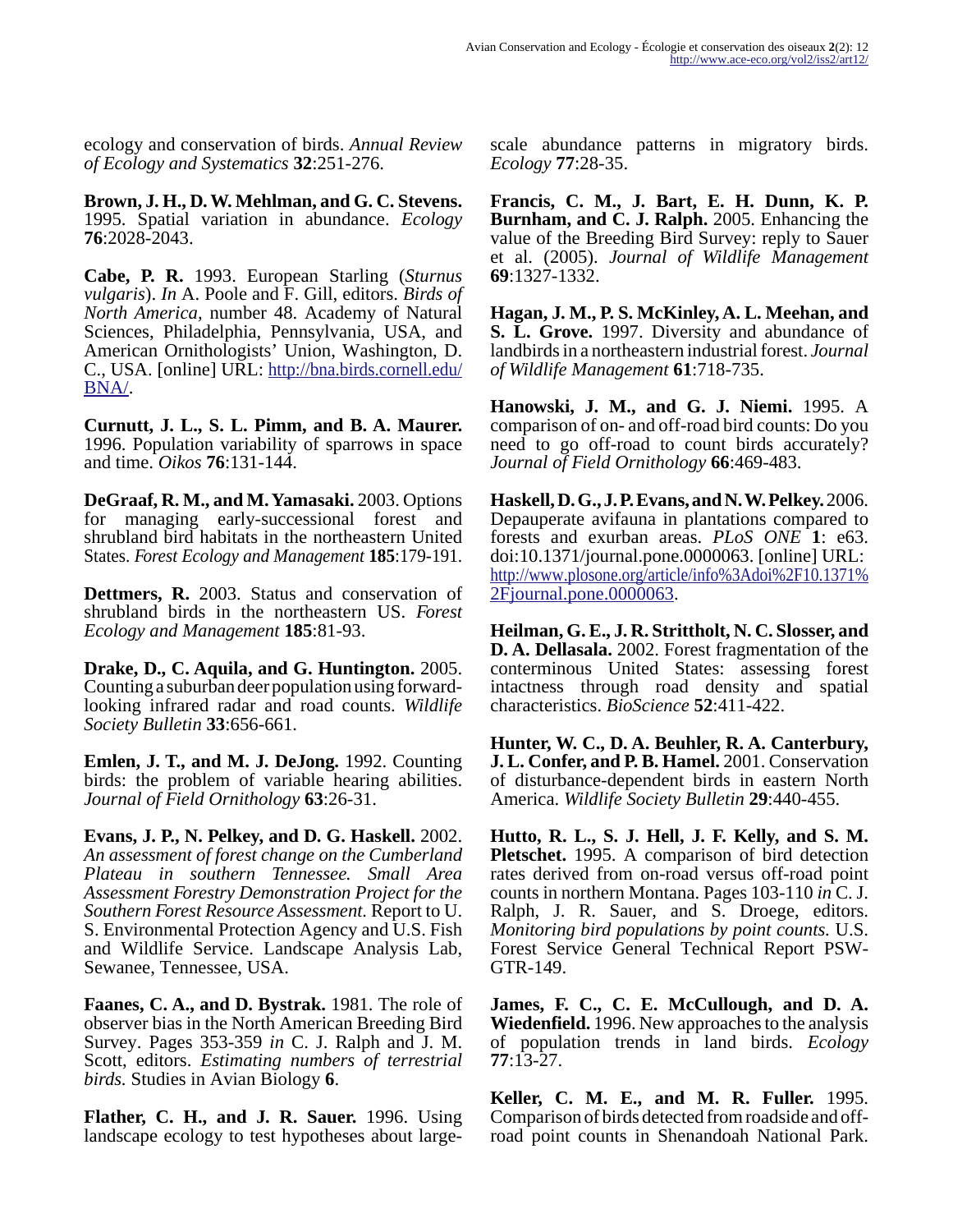ecology and conservation of birds. *Annual Review of Ecology and Systematics* **32**:251-276.

**Brown, J. H., D. W. Mehlman, and G. C. Stevens.** 1995. Spatial variation in abundance. *Ecology* **76**:2028-2043.

**Cabe, P. R.** 1993. European Starling (*Sturnus vulgaris*). *In* A. Poole and F. Gill, editors. *Birds of North America*, number 48. Academy of Natural Sciences, Philadelphia, Pennsylvania, USA, and American Ornithologists' Union, Washington, D. C., USA. [online] URL: http://bna.birds.cornell.edu/BNA/.

**Curnutt, J. L., S. L. Pimm, and B. A. Maurer.** 1996. Population variability of sparrows in space and time. *Oikos* **76**:131-144.

**DeGraaf, R. M., and M. Yamasaki.** 2003. Options for managing early-successional forest and shrubland bird habitats in the northeastern United States. *Forest Ecology and Management* **185**:179-191.

**Dettmers, R.** 2003. Status and conservation of shrubland birds in the northeastern US. *Forest Ecology and Management* **185**:81-93.

**Drake, D., C. Aquila, and G. Huntington.** 2005. Counting a suburban deer population using forward-looking infrared radar and road counts. *Wildlife Society Bulletin* **33**:656-661.

**Emlen, J. T., and M. J. DeJong.** 1992. Counting birds: the problem of variable hearing abilities. *Journal of Field Ornithology* **63**:26-31.

**Evans, J. P., N. Pelkey, and D. G. Haskell.** 2002. *An assessment of forest change on the Cumberland Plateau in southern Tennessee. Small Area Assessment Forestry Demonstration Project for the Southern Forest Resource Assessment.* Report to U. S. Environmental Protection Agency and U.S. Fish and Wildlife Service. Landscape Analysis Lab, Sewanee, Tennessee, USA.

**Faanes, C. A., and D. Bystrak.** 1981. The role of observer bias in the North American Breeding Bird Survey. Pages 353-359 *in* C. J. Ralph and J. M. Scott, editors. *Estimating numbers of terrestrial birds.* Studies in Avian Biology **6**.

**Flather, C. H., and J. R. Sauer.** 1996. Using landscape ecology to test hypotheses about large-scale abundance patterns in migratory birds. *Ecology* **77**:28-35.

**Francis, C. M., J. Bart, E. H. Dunn, K. P. Burnham, and C. J. Ralph.** 2005. Enhancing the value of the Breeding Bird Survey: reply to Sauer et al. (2005). *Journal of Wildlife Management* **69**:1327-1332.

**Hagan, J. M., P. S. McKinley, A. L. Meehan, and S. L. Grove.** 1997. Diversity and abundance of landbirds in a northeastern industrial forest. *Journal of Wildlife Management* **61**:718-735.

**Hanowski, J. M., and G. J. Niemi.** 1995. A comparison of on- and off-road bird counts: Do you need to go off-road to count birds accurately? *Journal of Field Ornithology* **66**:469-483.

**Haskell, D. G., J. P. Evans, and N. W. Pelkey.** 2006. Depauperate avifauna in plantations compared to forests and exurban areas. *PLoS ONE* **1**: e63. doi:10.1371/journal.pone.0000063. [online] URL: http://www.plosone.org/article/info%3Adoi%2F10.1371%2Fjournal.pone.0000063.

**Heilman, G. E., J. R. Strittholt, N. C. Slosser, and D. A. Dellasala.** 2002. Forest fragmentation of the conterminous United States: assessing forest intactness through road density and spatial characteristics. *BioScience* **52**:411-422.

**Hunter, W. C., D. A. Beuhler, R. A. Canterbury, J. L. Confer, and P. B. Hamel.** 2001. Conservation of disturbance-dependent birds in eastern North America. *Wildlife Society Bulletin* **29**:440-455.

**Hutto, R. L., S. J. Hell, J. F. Kelly, and S. M. Pletschet.** 1995. A comparison of bird detection rates derived from on-road versus off-road point counts in northern Montana. Pages 103-110 *in* C. J. Ralph, J. R. Sauer, and S. Droege, editors. *Monitoring bird populations by point counts.* U.S. Forest Service General Technical Report PSW-GTR-149.

**James, F. C., C. E. McCullough, and D. A. Wiedenfield.** 1996. New approaches to the analysis of population trends in land birds. *Ecology* **77**:13-27.

**Keller, C. M. E., and M. R. Fuller.** 1995. Comparison of birds detected from roadside and off-road point counts in Shenandoah National Park.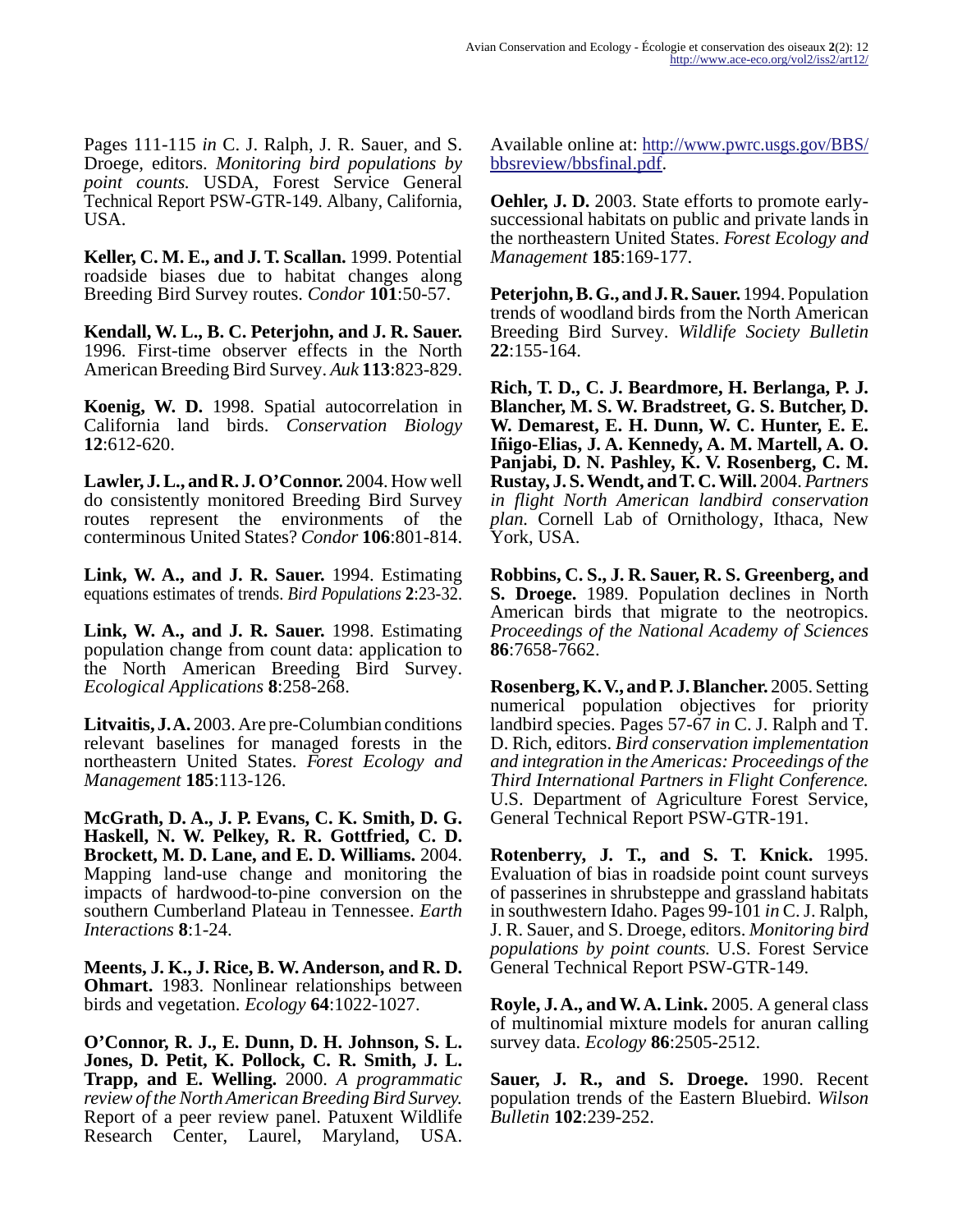Pages 111-115 *in* C. J. Ralph, J. R. Sauer, and S. Droege, editors. *Monitoring bird populations by point counts.* USDA, Forest Service General Technical Report PSW-GTR-149. Albany, California, USA.

**Keller, C. M. E., and J. T. Scallan.** 1999. Potential roadside biases due to habitat changes along Breeding Bird Survey routes. *Condor* **101**:50-57.

**Kendall, W. L., B. C. Peterjohn, and J. R. Sauer.** 1996. First-time observer effects in the North American Breeding Bird Survey. *Auk* **113**:823-829.

**Koenig, W. D.** 1998. Spatial autocorrelation in California land birds. *Conservation Biology* **12**:612-620.

**Lawler, J. L., and R. J. O'Connor.** 2004. How well do consistently monitored Breeding Bird Survey routes represent the environments of the conterminous United States? *Condor* **106**:801-814.

**Link, W. A., and J. R. Sauer.** 1994. Estimating equations estimates of trends. *Bird Populations* **2**:23-32.

**Link, W. A., and J. R. Sauer.** 1998. Estimating population change from count data: application to the North American Breeding Bird Survey. *Ecological Applications* **8**:258-268.

**Litvaitis, J. A.** 2003. Are pre-Columbian conditions relevant baselines for managed forests in the northeastern United States. *Forest Ecology and Management* **185**:113-126.

**McGrath, D. A., J. P. Evans, C. K. Smith, D. G. Haskell, N. W. Pelkey, R. R. Gottfried, C. D. Brockett, M. D. Lane, and E. D. Williams.** 2004. Mapping land-use change and monitoring the impacts of hardwood-to-pine conversion on the southern Cumberland Plateau in Tennessee. *Earth Interactions* **8**:1-24.

**Meents, J. K., J. Rice, B. W. Anderson, and R. D. Ohmart.** 1983. Nonlinear relationships between birds and vegetation. *Ecology* **64**:1022-1027.

**O'Connor, R. J., E. Dunn, D. H. Johnson, S. L. Jones, D. Petit, K. Pollock, C. R. Smith, J. L. Trapp, and E. Welling.** 2000. *A programmatic review of the North American Breeding Bird Survey.* Report of a peer review panel. Patuxent Wildlife Research Center, Laurel, Maryland, USA. Available online at: http://www.pwrc.usgs.gov/BBS/bbsreview/bbsfinal.pdf.

**Oehler, J. D.** 2003. State efforts to promote early-successional habitats on public and private lands in the northeastern United States. *Forest Ecology and Management* **185**:169-177.

**Peterjohn, B. G., and J. R. Sauer.** 1994. Population trends of woodland birds from the North American Breeding Bird Survey. *Wildlife Society Bulletin* **22**:155-164.

**Rich, T. D., C. J. Beardmore, H. Berlanga, P. J. Blancher, M. S. W. Bradstreet, G. S. Butcher, D. W. Demarest, E. H. Dunn, W. C. Hunter, E. E. Iñigo-Elias, J. A. Kennedy, A. M. Martell, A. O. Panjabi, D. N. Pashley, K. V. Rosenberg, C. M. Rustay, J. S. Wendt, and T. C. Will.** 2004. *Partners in flight North American landbird conservation plan.* Cornell Lab of Ornithology, Ithaca, New York, USA.

**Robbins, C. S., J. R. Sauer, R. S. Greenberg, and S. Droege.** 1989. Population declines in North American birds that migrate to the neotropics. *Proceedings of the National Academy of Sciences* **86**:7658-7662.

**Rosenberg, K. V., and P. J. Blancher.** 2005. Setting numerical population objectives for priority landbird species. Pages 57-67 *in* C. J. Ralph and T. D. Rich, editors. *Bird conservation implementation and integration in the Americas: Proceedings of the Third International Partners in Flight Conference.* U.S. Department of Agriculture Forest Service, General Technical Report PSW-GTR-191.

**Rotenberry, J. T., and S. T. Knick.** 1995. Evaluation of bias in roadside point count surveys of passerines in shrubsteppe and grassland habitats in southwestern Idaho. Pages 99-101 *in* C. J. Ralph, J. R. Sauer, and S. Droege, editors. *Monitoring bird populations by point counts.* U.S. Forest Service General Technical Report PSW-GTR-149.

**Royle, J. A., and W. A. Link.** 2005. A general class of multinomial mixture models for anuran calling survey data. *Ecology* **86**:2505-2512.

**Sauer, J. R., and S. Droege.** 1990. Recent population trends of the Eastern Bluebird. *Wilson Bulletin* **102**:239-252.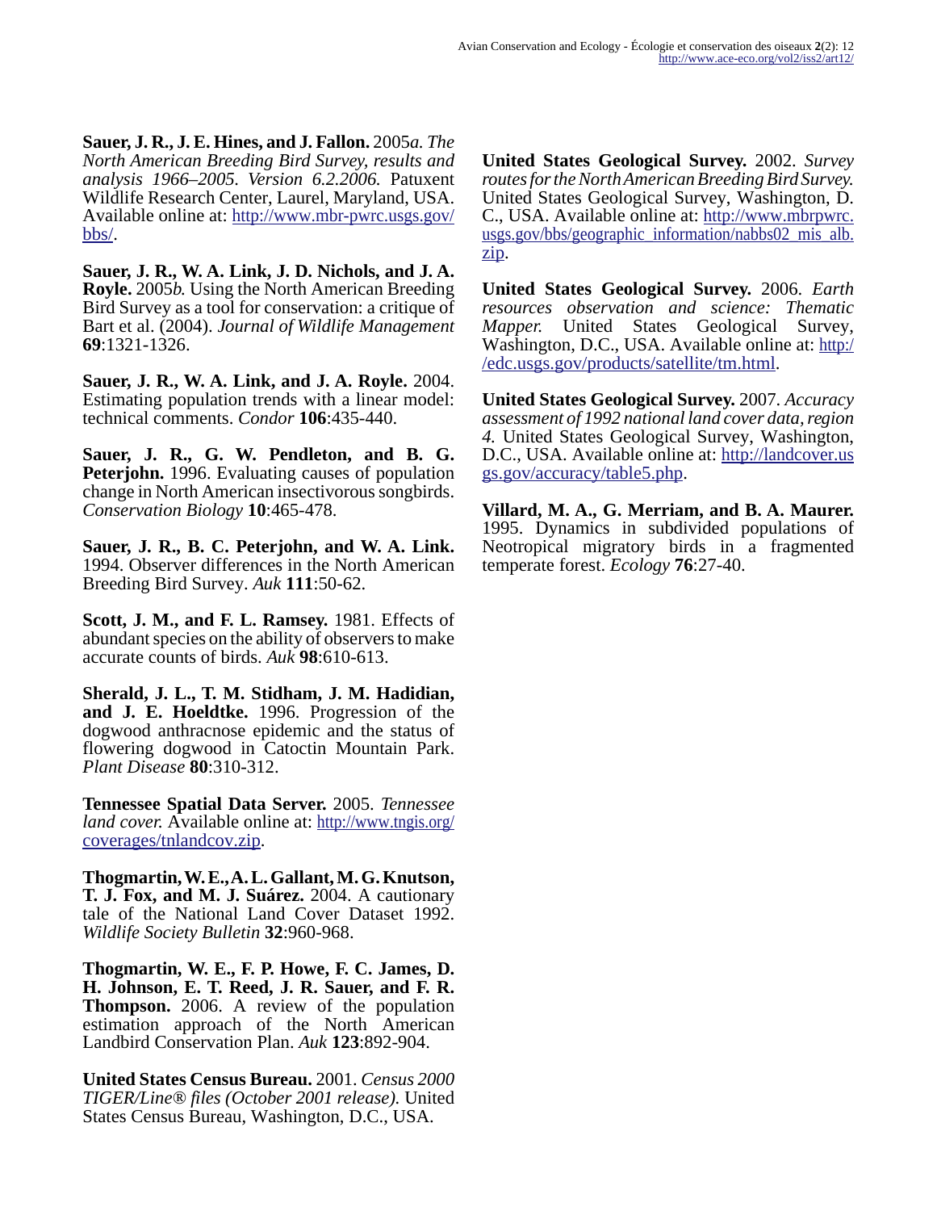**Sauer, J. R., J. E. Hines, and J. Fallon.** 2005*a*. *The North American Breeding Bird Survey, results and analysis 1966–2005. Version 6.2.2006.* Patuxent Wildlife Research Center, Laurel, Maryland, USA. Available online at: http://www.mbr-pwrc.usgs.gov/bbs/.

**Sauer, J. R., W. A. Link, J. D. Nichols, and J. A. Royle.** 2005*b*. Using the North American Breeding Bird Survey as a tool for conservation: a critique of Bart et al. (2004). *Journal of Wildlife Management* **69**:1321-1326.

**Sauer, J. R., W. A. Link, and J. A. Royle.** 2004. Estimating population trends with a linear model: technical comments. *Condor* **106**:435-440.

**Sauer, J. R., G. W. Pendleton, and B. G. Peterjohn.** 1996. Evaluating causes of population change in North American insectivorous songbirds. *Conservation Biology* **10**:465-478.

**Sauer, J. R., B. C. Peterjohn, and W. A. Link.** 1994. Observer differences in the North American Breeding Bird Survey. *Auk* **111**:50-62.

**Scott, J. M., and F. L. Ramsey.** 1981. Effects of abundant species on the ability of observers to make accurate counts of birds. *Auk* **98**:610-613.

**Sherald, J. L., T. M. Stidham, J. M. Hadidian, and J. E. Hoeldtke.** 1996. Progression of the dogwood anthracnose epidemic and the status of flowering dogwood in Catoctin Mountain Park. *Plant Disease* **80**:310-312.

**Tennessee Spatial Data Server.** 2005. *Tennessee land cover.* Available online at: http://www.tngis.org/coverages/tnlandcov.zip.

**Thogmartin, W. E., A. L. Gallant, M. G. Knutson, T. J. Fox, and M. J. Suárez.** 2004. A cautionary tale of the National Land Cover Dataset 1992. *Wildlife Society Bulletin* **32**:960-968.

**Thogmartin, W. E., F. P. Howe, F. C. James, D. H. Johnson, E. T. Reed, J. R. Sauer, and F. R. Thompson.** 2006. A review of the population estimation approach of the North American Landbird Conservation Plan. *Auk* **123**:892-904.

**United States Census Bureau.** 2001. *Census 2000 TIGER/Line® files (October 2001 release).* United States Census Bureau, Washington, D.C., USA.

**United States Geological Survey.** 2002. *Survey routes for the North American Breeding Bird Survey.* United States Geological Survey, Washington, D.C., USA. Available online at: http://www.mbrpwrc.usgs.gov/bbs/geographic_information/nabbs02_mis_alb.zip.

**United States Geological Survey.** 2006. *Earth resources observation and science: Thematic Mapper.* United States Geological Survey, Washington, D.C., USA. Available online at: http://edc.usgs.gov/products/satellite/tm.html.

**United States Geological Survey.** 2007. *Accuracy assessment of 1992 national land cover data, region 4.* United States Geological Survey, Washington, D.C., USA. Available online at: http://landcover.usgs.gov/accuracy/table5.php.

**Villard, M. A., G. Merriam, and B. A. Maurer.** 1995. Dynamics in subdivided populations of Neotropical migratory birds in a fragmented temperate forest. *Ecology* **76**:27-40.